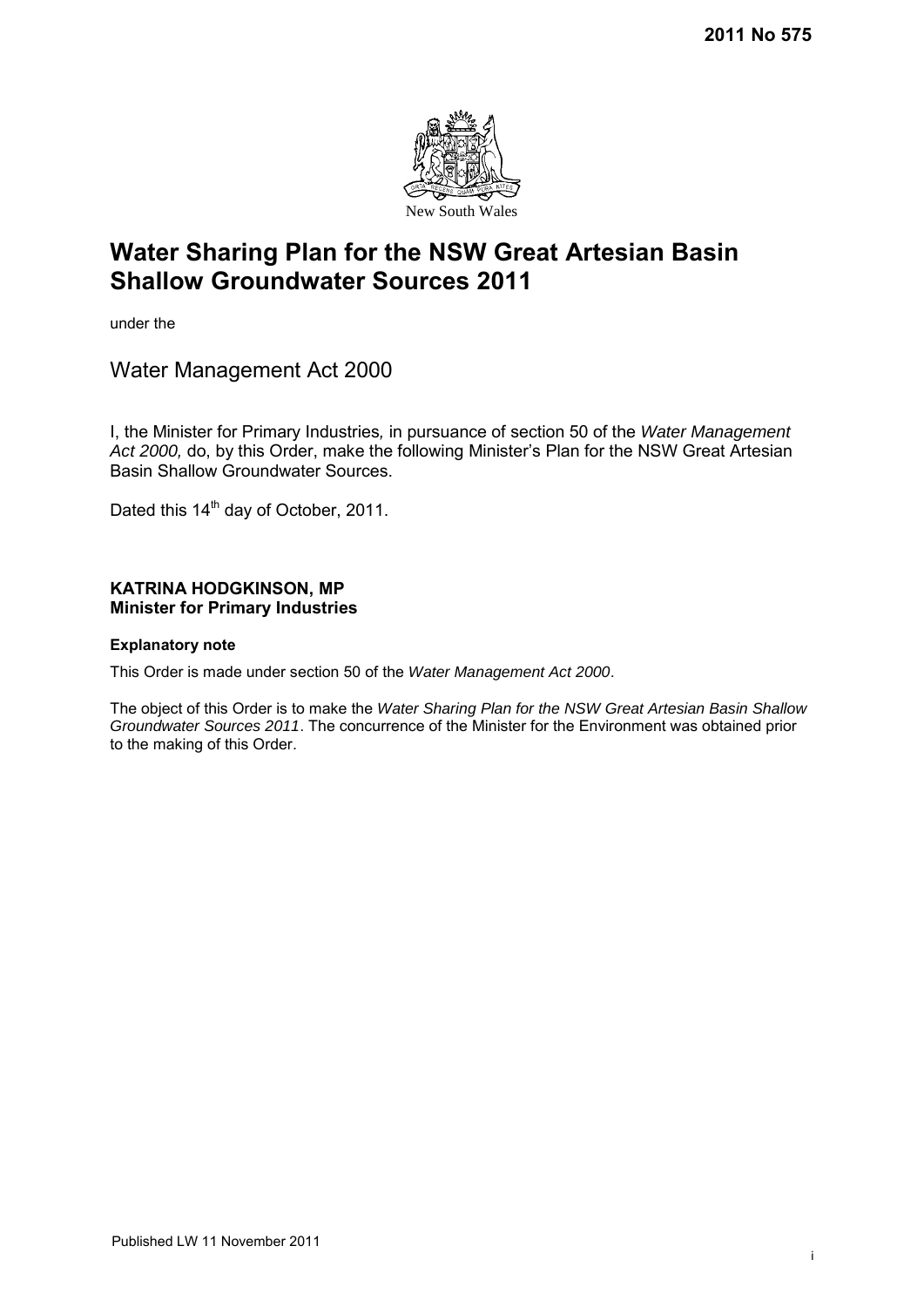**2011 No 575**

New South Wales

# Water Sharing Plan for the NSW Great Artesian Basin Shallow Groundwater Sources 2011

under the

## Water Management Act 2000

I, the Minister for Primary Industries*,* in pursuance of section 50 of the *Water Management Act 2000,* do, by this Order, make the following Minister's Plan for the NSW Great Artesian Basin Shallow Groundwater Sources.

Dated this 14th day of October, 2011.

**KATRINA HODGKINSON, MP**
**Minister for Primary Industries**

**Explanatory note**

This Order is made under section 50 of the *Water Management Act 2000*.

The object of this Order is to make the *Water Sharing Plan for the NSW Great Artesian Basin Shallow Groundwater Sources 2011*. The concurrence of the Minister for the Environment was obtained prior to the making of this Order.

Published LW 11 November 2011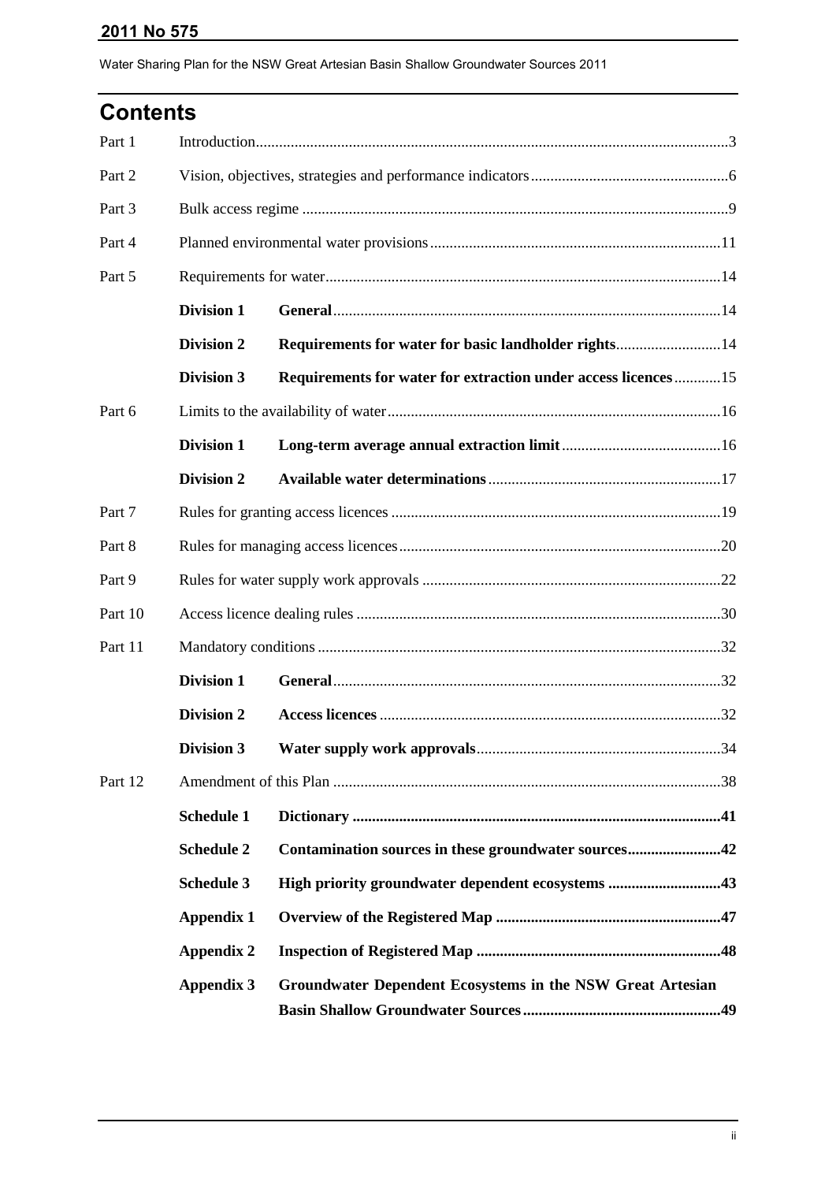# Contents

| | | | |
|---|---|---|---|
| Part 1 | Introduction | | 3 |
| Part 2 | Vision, objectives, strategies and performance indicators | | 6 |
| Part 3 | Bulk access regime | | 9 |
| Part 4 | Planned environmental water provisions | | 11 |
| Part 5 | Requirements for water | | 14 |
| | **Division 1** | **General** | 14 |
| | **Division 2** | **Requirements for water for basic landholder rights** | 14 |
| | **Division 3** | **Requirements for water for extraction under access licences** | 15 |
| Part 6 | Limits to the availability of water | | 16 |
| | **Division 1** | **Long-term average annual extraction limit** | 16 |
| | **Division 2** | **Available water determinations** | 17 |
| Part 7 | Rules for granting access licences | | 19 |
| Part 8 | Rules for managing access licences | | 20 |
| Part 9 | Rules for water supply work approvals | | 22 |
| Part 10 | Access licence dealing rules | | 30 |
| Part 11 | Mandatory conditions | | 32 |
| | **Division 1** | **General** | 32 |
| | **Division 2** | **Access licences** | 32 |
| | **Division 3** | **Water supply work approvals** | 34 |
| Part 12 | Amendment of this Plan | | 38 |
| | **Schedule 1** | **Dictionary** | **41** |
| | **Schedule 2** | **Contamination sources in these groundwater sources** | **42** |
| | **Schedule 3** | **High priority groundwater dependent ecosystems** | **43** |
| | **Appendix 1** | **Overview of the Registered Map** | **47** |
| | **Appendix 2** | **Inspection of Registered Map** | **48** |
| | **Appendix 3** | **Groundwater Dependent Ecosystems in the NSW Great Artesian Basin Shallow Groundwater Sources** | **49** |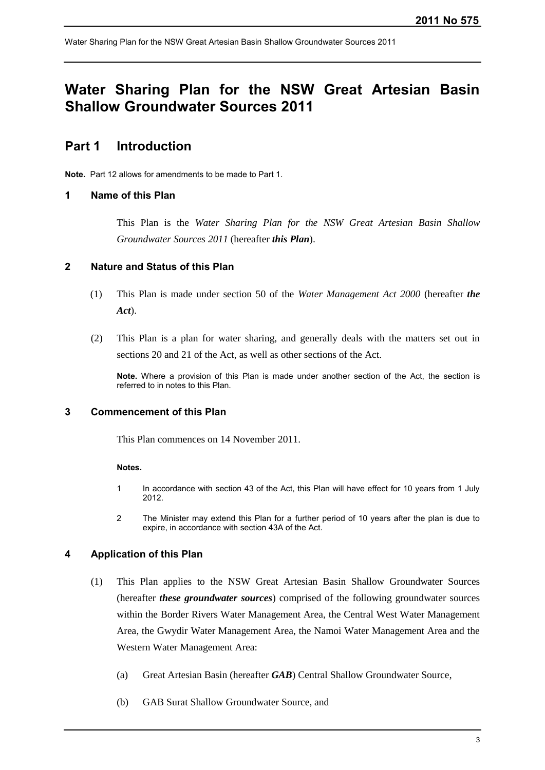# Water Sharing Plan for the NSW Great Artesian Basin Shallow Groundwater Sources 2011

## Part 1 Introduction

**Note.** Part 12 allows for amendments to be made to Part 1.

### 1 Name of this Plan

This Plan is the *Water Sharing Plan for the NSW Great Artesian Basin Shallow Groundwater Sources 2011* (hereafter ***this Plan***).

### 2 Nature and Status of this Plan

(1) This Plan is made under section 50 of the *Water Management Act 2000* (hereafter ***the Act***).

(2) This Plan is a plan for water sharing, and generally deals with the matters set out in sections 20 and 21 of the Act, as well as other sections of the Act.

**Note.** Where a provision of this Plan is made under another section of the Act, the section is referred to in notes to this Plan.

### 3 Commencement of this Plan

This Plan commences on 14 November 2011.

**Notes.**

1 In accordance with section 43 of the Act, this Plan will have effect for 10 years from 1 July 2012.

2 The Minister may extend this Plan for a further period of 10 years after the plan is due to expire, in accordance with section 43A of the Act.

### 4 Application of this Plan

(1) This Plan applies to the NSW Great Artesian Basin Shallow Groundwater Sources (hereafter ***these groundwater sources***) comprised of the following groundwater sources within the Border Rivers Water Management Area, the Central West Water Management Area, the Gwydir Water Management Area, the Namoi Water Management Area and the Western Water Management Area:

(a) Great Artesian Basin (hereafter ***GAB***) Central Shallow Groundwater Source,

(b) GAB Surat Shallow Groundwater Source, and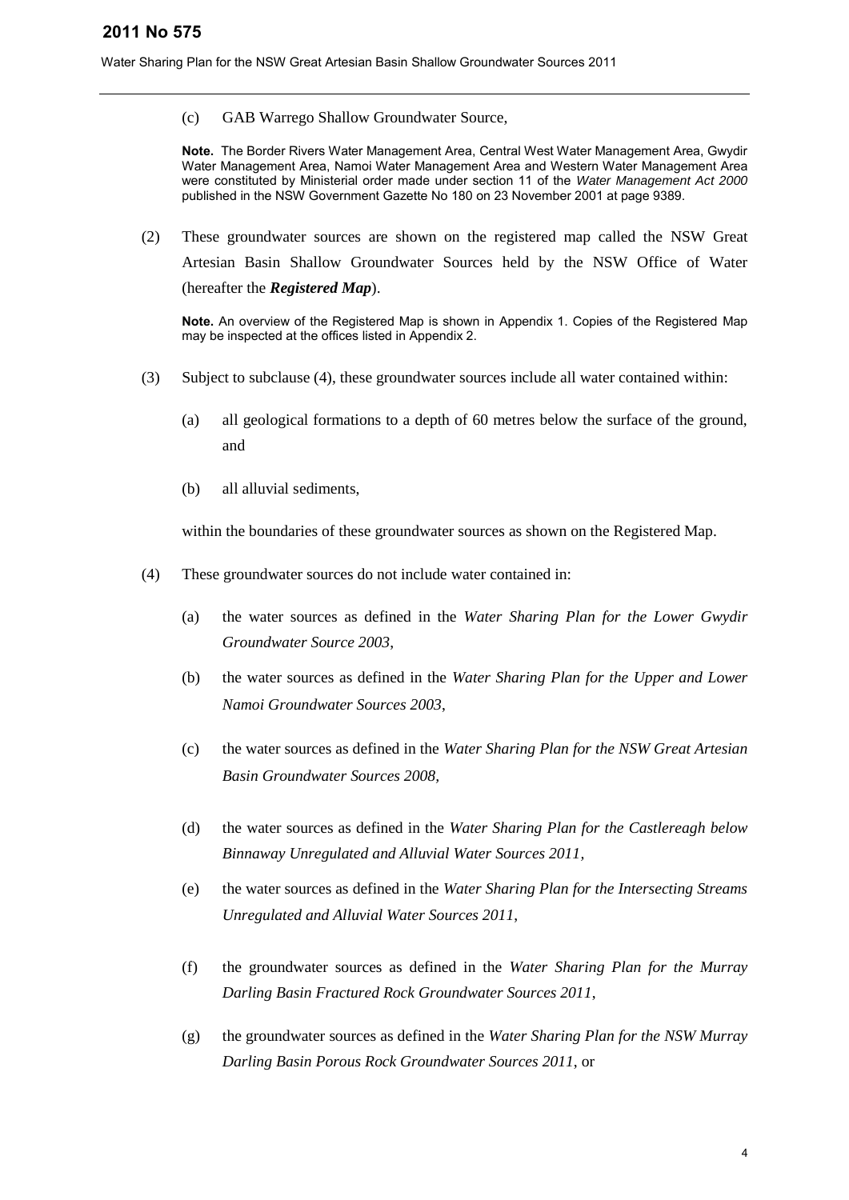(c) GAB Warrego Shallow Groundwater Source,

**Note.** The Border Rivers Water Management Area, Central West Water Management Area, Gwydir Water Management Area, Namoi Water Management Area and Western Water Management Area were constituted by Ministerial order made under section 11 of the *Water Management Act 2000* published in the NSW Government Gazette No 180 on 23 November 2001 at page 9389.

(2) These groundwater sources are shown on the registered map called the NSW Great Artesian Basin Shallow Groundwater Sources held by the NSW Office of Water (hereafter the ***Registered Map***).

**Note.** An overview of the Registered Map is shown in Appendix 1. Copies of the Registered Map may be inspected at the offices listed in Appendix 2.

(3) Subject to subclause (4), these groundwater sources include all water contained within:

(a) all geological formations to a depth of 60 metres below the surface of the ground, and

(b) all alluvial sediments,

within the boundaries of these groundwater sources as shown on the Registered Map.

(4) These groundwater sources do not include water contained in:

(a) the water sources as defined in the *Water Sharing Plan for the Lower Gwydir Groundwater Source 2003*,

(b) the water sources as defined in the *Water Sharing Plan for the Upper and Lower Namoi Groundwater Sources 2003*,

(c) the water sources as defined in the *Water Sharing Plan for the NSW Great Artesian Basin Groundwater Sources 2008,*

(d) the water sources as defined in the *Water Sharing Plan for the Castlereagh below Binnaway Unregulated and Alluvial Water Sources 2011*,

(e) the water sources as defined in the *Water Sharing Plan for the Intersecting Streams Unregulated and Alluvial Water Sources 2011*,

(f) the groundwater sources as defined in the *Water Sharing Plan for the Murray Darling Basin Fractured Rock Groundwater Sources 2011*,

(g) the groundwater sources as defined in the *Water Sharing Plan for the NSW Murray Darling Basin Porous Rock Groundwater Sources 2011*, or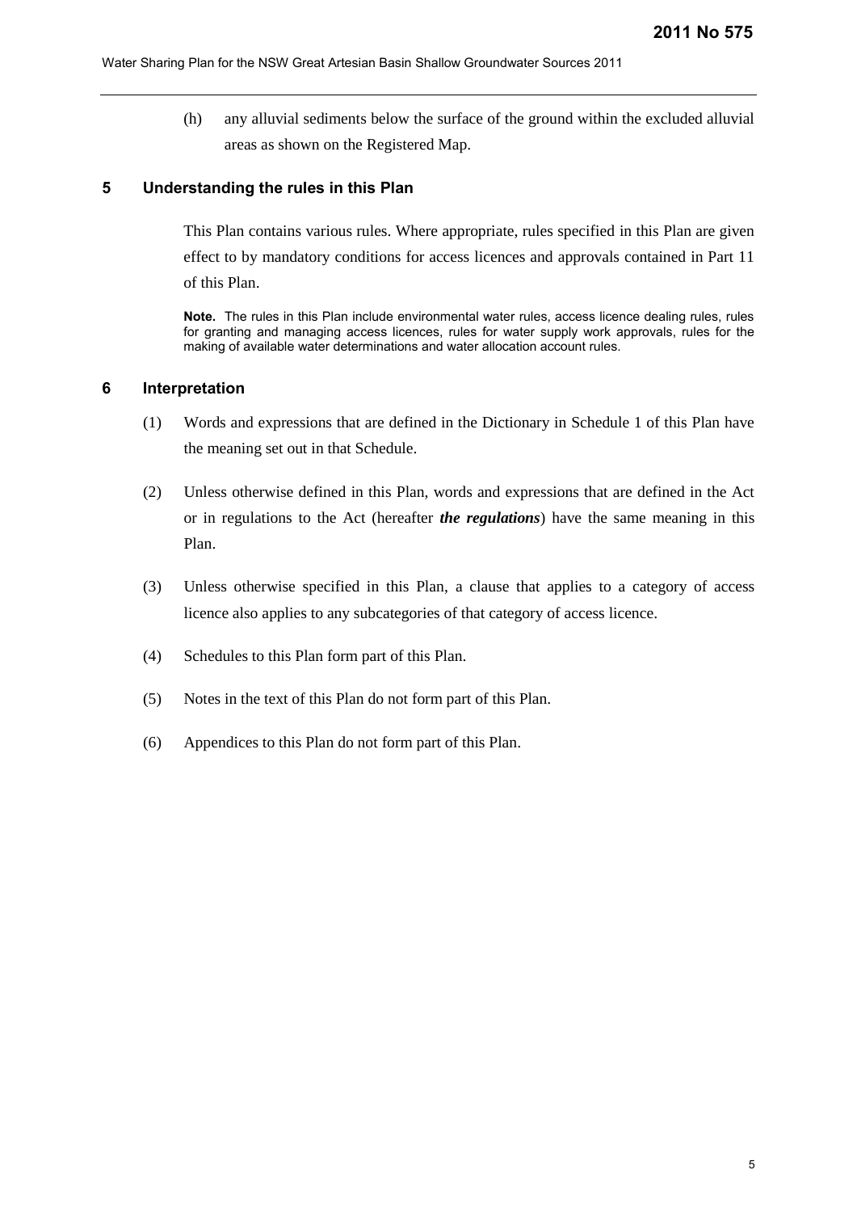(h) any alluvial sediments below the surface of the ground within the excluded alluvial areas as shown on the Registered Map.

## 5 Understanding the rules in this Plan

This Plan contains various rules. Where appropriate, rules specified in this Plan are given effect to by mandatory conditions for access licences and approvals contained in Part 11 of this Plan.

**Note.** The rules in this Plan include environmental water rules, access licence dealing rules, rules for granting and managing access licences, rules for water supply work approvals, rules for the making of available water determinations and water allocation account rules.

## 6 Interpretation

(1) Words and expressions that are defined in the Dictionary in Schedule 1 of this Plan have the meaning set out in that Schedule.

(2) Unless otherwise defined in this Plan, words and expressions that are defined in the Act or in regulations to the Act (hereafter ***the regulations***) have the same meaning in this Plan.

(3) Unless otherwise specified in this Plan, a clause that applies to a category of access licence also applies to any subcategories of that category of access licence.

(4) Schedules to this Plan form part of this Plan.

(5) Notes in the text of this Plan do not form part of this Plan.

(6) Appendices to this Plan do not form part of this Plan.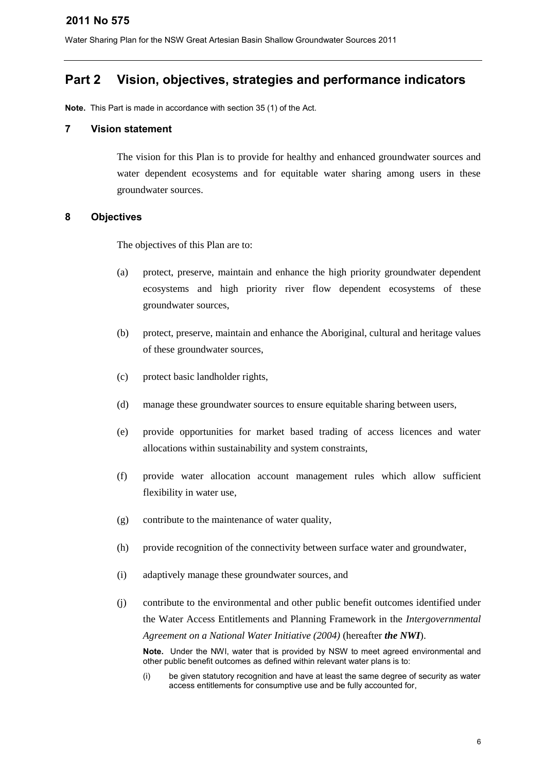# Part 2 Vision, objectives, strategies and performance indicators

**Note.** This Part is made in accordance with section 35 (1) of the Act.

## 7 Vision statement

The vision for this Plan is to provide for healthy and enhanced groundwater sources and water dependent ecosystems and for equitable water sharing among users in these groundwater sources.

## 8 Objectives

The objectives of this Plan are to:

(a) protect, preserve, maintain and enhance the high priority groundwater dependent ecosystems and high priority river flow dependent ecosystems of these groundwater sources,

(b) protect, preserve, maintain and enhance the Aboriginal, cultural and heritage values of these groundwater sources,

(c) protect basic landholder rights,

(d) manage these groundwater sources to ensure equitable sharing between users,

(e) provide opportunities for market based trading of access licences and water allocations within sustainability and system constraints,

(f) provide water allocation account management rules which allow sufficient flexibility in water use,

(g) contribute to the maintenance of water quality,

(h) provide recognition of the connectivity between surface water and groundwater,

(i) adaptively manage these groundwater sources, and

(j) contribute to the environmental and other public benefit outcomes identified under the Water Access Entitlements and Planning Framework in the *Intergovernmental Agreement on a National Water Initiative (2004)* (hereafter ***the NWI***).

**Note.** Under the NWI, water that is provided by NSW to meet agreed environmental and other public benefit outcomes as defined within relevant water plans is to:

(i) be given statutory recognition and have at least the same degree of security as water access entitlements for consumptive use and be fully accounted for,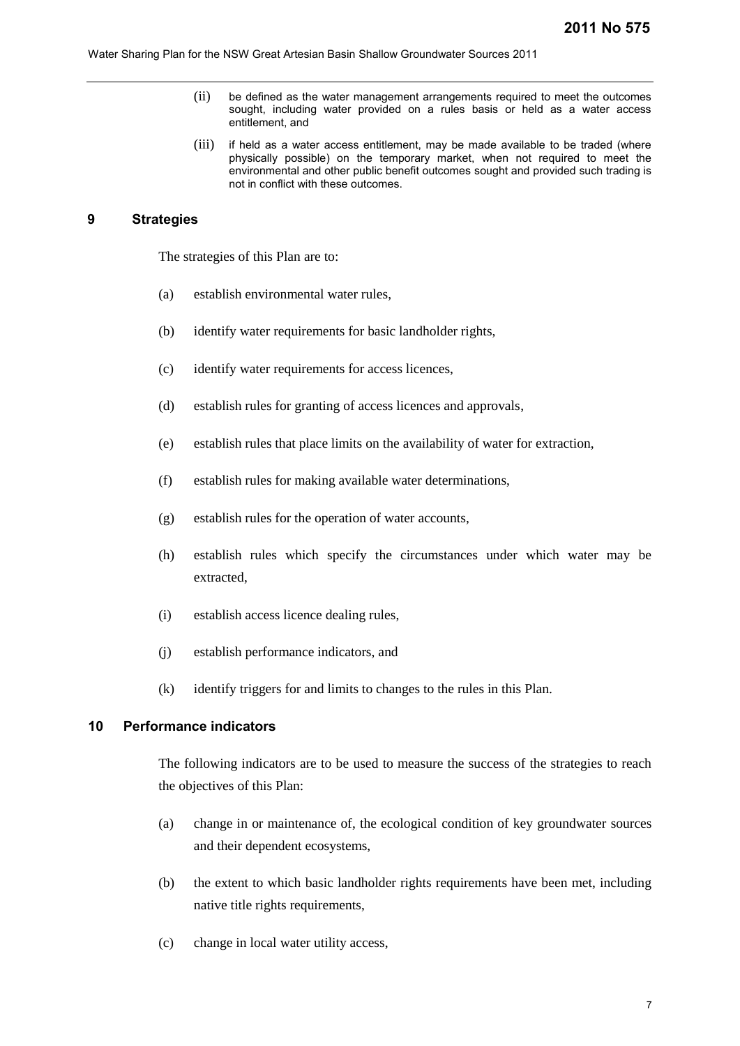(ii) be defined as the water management arrangements required to meet the outcomes sought, including water provided on a rules basis or held as a water access entitlement, and

(iii) if held as a water access entitlement, may be made available to be traded (where physically possible) on the temporary market, when not required to meet the environmental and other public benefit outcomes sought and provided such trading is not in conflict with these outcomes.

## 9 Strategies

The strategies of this Plan are to:

(a) establish environmental water rules,

(b) identify water requirements for basic landholder rights,

(c) identify water requirements for access licences,

(d) establish rules for granting of access licences and approvals,

(e) establish rules that place limits on the availability of water for extraction,

(f) establish rules for making available water determinations,

(g) establish rules for the operation of water accounts,

(h) establish rules which specify the circumstances under which water may be extracted,

(i) establish access licence dealing rules,

(j) establish performance indicators, and

(k) identify triggers for and limits to changes to the rules in this Plan.

## 10 Performance indicators

The following indicators are to be used to measure the success of the strategies to reach the objectives of this Plan:

(a) change in or maintenance of, the ecological condition of key groundwater sources and their dependent ecosystems,

(b) the extent to which basic landholder rights requirements have been met, including native title rights requirements,

(c) change in local water utility access,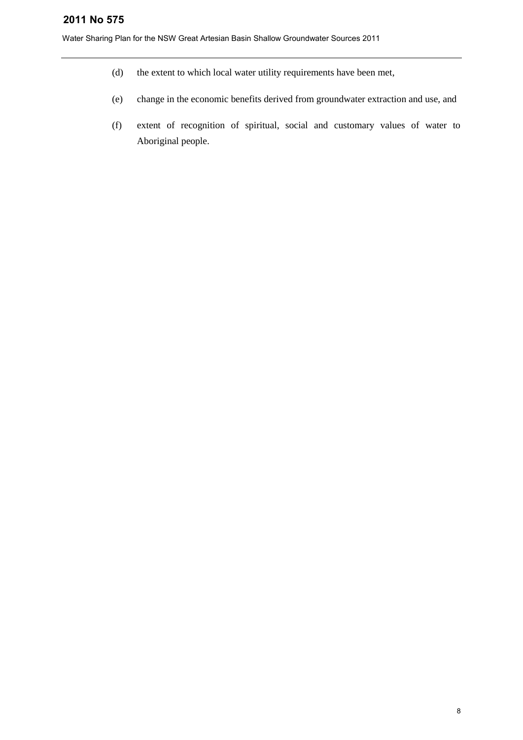(d) the extent to which local water utility requirements have been met,

(e) change in the economic benefits derived from groundwater extraction and use, and

(f) extent of recognition of spiritual, social and customary values of water to Aboriginal people.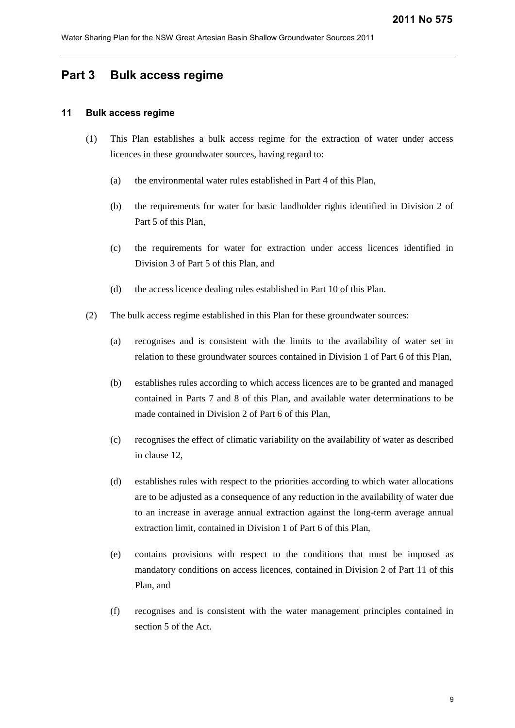## Part 3 Bulk access regime

### 11 Bulk access regime

(1) This Plan establishes a bulk access regime for the extraction of water under access licences in these groundwater sources, having regard to:

(a) the environmental water rules established in Part 4 of this Plan,

(b) the requirements for water for basic landholder rights identified in Division 2 of Part 5 of this Plan,

(c) the requirements for water for extraction under access licences identified in Division 3 of Part 5 of this Plan, and

(d) the access licence dealing rules established in Part 10 of this Plan.

(2) The bulk access regime established in this Plan for these groundwater sources:

(a) recognises and is consistent with the limits to the availability of water set in relation to these groundwater sources contained in Division 1 of Part 6 of this Plan,

(b) establishes rules according to which access licences are to be granted and managed contained in Parts 7 and 8 of this Plan, and available water determinations to be made contained in Division 2 of Part 6 of this Plan,

(c) recognises the effect of climatic variability on the availability of water as described in clause 12,

(d) establishes rules with respect to the priorities according to which water allocations are to be adjusted as a consequence of any reduction in the availability of water due to an increase in average annual extraction against the long-term average annual extraction limit, contained in Division 1 of Part 6 of this Plan,

(e) contains provisions with respect to the conditions that must be imposed as mandatory conditions on access licences, contained in Division 2 of Part 11 of this Plan, and

(f) recognises and is consistent with the water management principles contained in section 5 of the Act.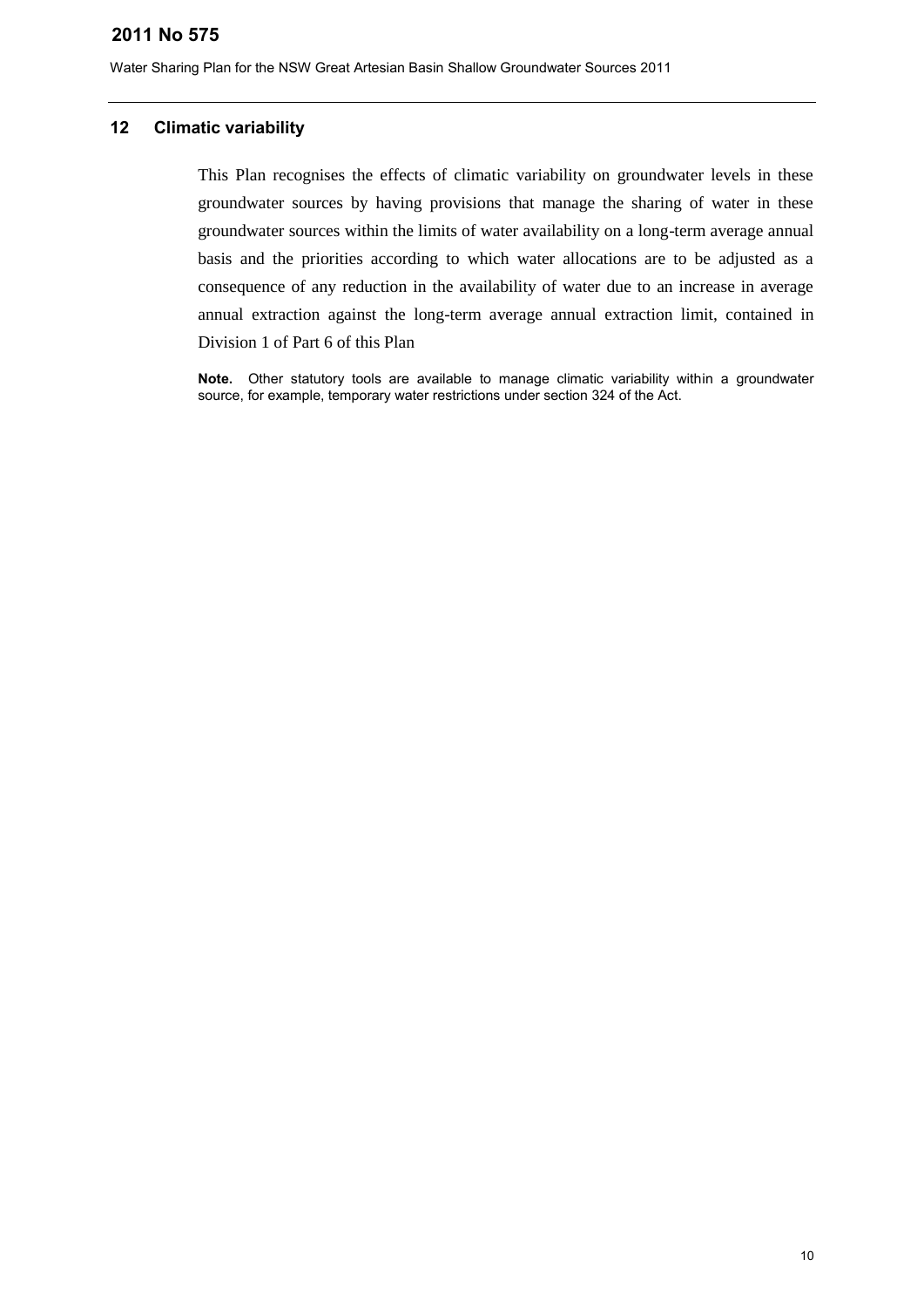## 12 Climatic variability

This Plan recognises the effects of climatic variability on groundwater levels in these groundwater sources by having provisions that manage the sharing of water in these groundwater sources within the limits of water availability on a long-term average annual basis and the priorities according to which water allocations are to be adjusted as a consequence of any reduction in the availability of water due to an increase in average annual extraction against the long-term average annual extraction limit, contained in Division 1 of Part 6 of this Plan

**Note.** Other statutory tools are available to manage climatic variability within a groundwater source, for example, temporary water restrictions under section 324 of the Act.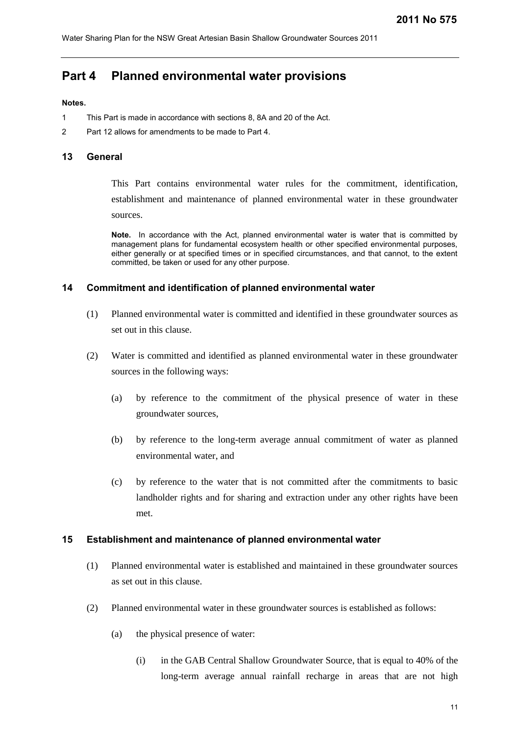# Part 4 Planned environmental water provisions

**Notes.**

1 This Part is made in accordance with sections 8, 8A and 20 of the Act.

2 Part 12 allows for amendments to be made to Part 4.

## 13 General

This Part contains environmental water rules for the commitment, identification, establishment and maintenance of planned environmental water in these groundwater sources.

**Note.** In accordance with the Act, planned environmental water is water that is committed by management plans for fundamental ecosystem health or other specified environmental purposes, either generally or at specified times or in specified circumstances, and that cannot, to the extent committed, be taken or used for any other purpose.

## 14 Commitment and identification of planned environmental water

(1) Planned environmental water is committed and identified in these groundwater sources as set out in this clause.

(2) Water is committed and identified as planned environmental water in these groundwater sources in the following ways:

(a) by reference to the commitment of the physical presence of water in these groundwater sources,

(b) by reference to the long-term average annual commitment of water as planned environmental water, and

(c) by reference to the water that is not committed after the commitments to basic landholder rights and for sharing and extraction under any other rights have been met.

## 15 Establishment and maintenance of planned environmental water

(1) Planned environmental water is established and maintained in these groundwater sources as set out in this clause.

(2) Planned environmental water in these groundwater sources is established as follows:

(a) the physical presence of water:

(i) in the GAB Central Shallow Groundwater Source, that is equal to 40% of the long-term average annual rainfall recharge in areas that are not high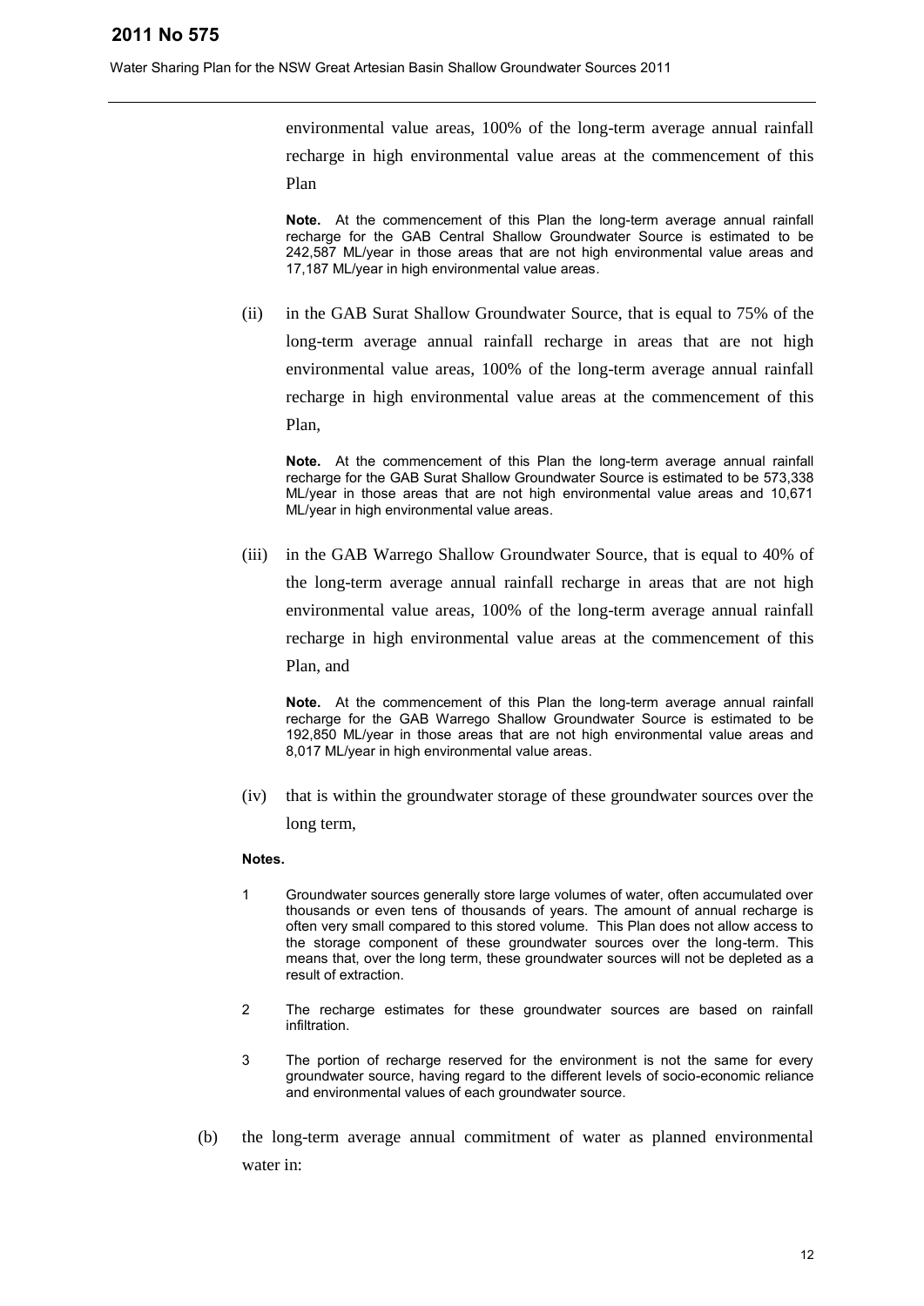environmental value areas, 100% of the long-term average annual rainfall recharge in high environmental value areas at the commencement of this Plan

**Note.** At the commencement of this Plan the long-term average annual rainfall recharge for the GAB Central Shallow Groundwater Source is estimated to be 242,587 ML/year in those areas that are not high environmental value areas and 17,187 ML/year in high environmental value areas.

(ii) in the GAB Surat Shallow Groundwater Source, that is equal to 75% of the long-term average annual rainfall recharge in areas that are not high environmental value areas, 100% of the long-term average annual rainfall recharge in high environmental value areas at the commencement of this Plan,

**Note.** At the commencement of this Plan the long-term average annual rainfall recharge for the GAB Surat Shallow Groundwater Source is estimated to be 573,338 ML/year in those areas that are not high environmental value areas and 10,671 ML/year in high environmental value areas.

(iii) in the GAB Warrego Shallow Groundwater Source, that is equal to 40% of the long-term average annual rainfall recharge in areas that are not high environmental value areas, 100% of the long-term average annual rainfall recharge in high environmental value areas at the commencement of this Plan, and

**Note.** At the commencement of this Plan the long-term average annual rainfall recharge for the GAB Warrego Shallow Groundwater Source is estimated to be 192,850 ML/year in those areas that are not high environmental value areas and 8,017 ML/year in high environmental value areas.

(iv) that is within the groundwater storage of these groundwater sources over the long term,

**Notes.**

1 Groundwater sources generally store large volumes of water, often accumulated over thousands or even tens of thousands of years. The amount of annual recharge is often very small compared to this stored volume. This Plan does not allow access to the storage component of these groundwater sources over the long-term. This means that, over the long term, these groundwater sources will not be depleted as a result of extraction.

2 The recharge estimates for these groundwater sources are based on rainfall infiltration.

3 The portion of recharge reserved for the environment is not the same for every groundwater source, having regard to the different levels of socio-economic reliance and environmental values of each groundwater source.

(b) the long-term average annual commitment of water as planned environmental water in: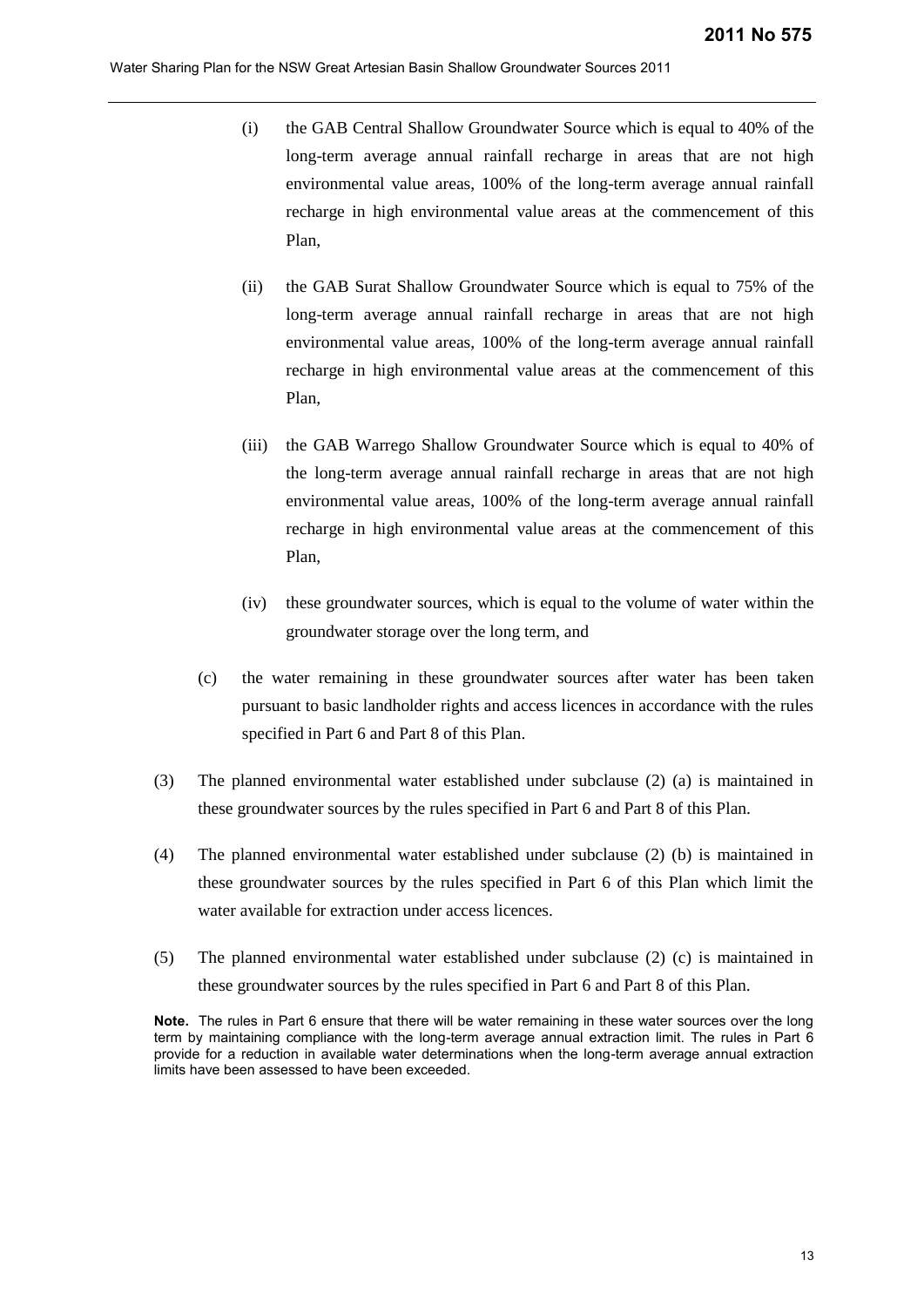(i) the GAB Central Shallow Groundwater Source which is equal to 40% of the long-term average annual rainfall recharge in areas that are not high environmental value areas, 100% of the long-term average annual rainfall recharge in high environmental value areas at the commencement of this Plan,

(ii) the GAB Surat Shallow Groundwater Source which is equal to 75% of the long-term average annual rainfall recharge in areas that are not high environmental value areas, 100% of the long-term average annual rainfall recharge in high environmental value areas at the commencement of this Plan,

(iii) the GAB Warrego Shallow Groundwater Source which is equal to 40% of the long-term average annual rainfall recharge in areas that are not high environmental value areas, 100% of the long-term average annual rainfall recharge in high environmental value areas at the commencement of this Plan,

(iv) these groundwater sources, which is equal to the volume of water within the groundwater storage over the long term, and

(c) the water remaining in these groundwater sources after water has been taken pursuant to basic landholder rights and access licences in accordance with the rules specified in Part 6 and Part 8 of this Plan.

(3) The planned environmental water established under subclause (2) (a) is maintained in these groundwater sources by the rules specified in Part 6 and Part 8 of this Plan.

(4) The planned environmental water established under subclause (2) (b) is maintained in these groundwater sources by the rules specified in Part 6 of this Plan which limit the water available for extraction under access licences.

(5) The planned environmental water established under subclause (2) (c) is maintained in these groundwater sources by the rules specified in Part 6 and Part 8 of this Plan.

**Note.** The rules in Part 6 ensure that there will be water remaining in these water sources over the long term by maintaining compliance with the long-term average annual extraction limit. The rules in Part 6 provide for a reduction in available water determinations when the long-term average annual extraction limits have been assessed to have been exceeded.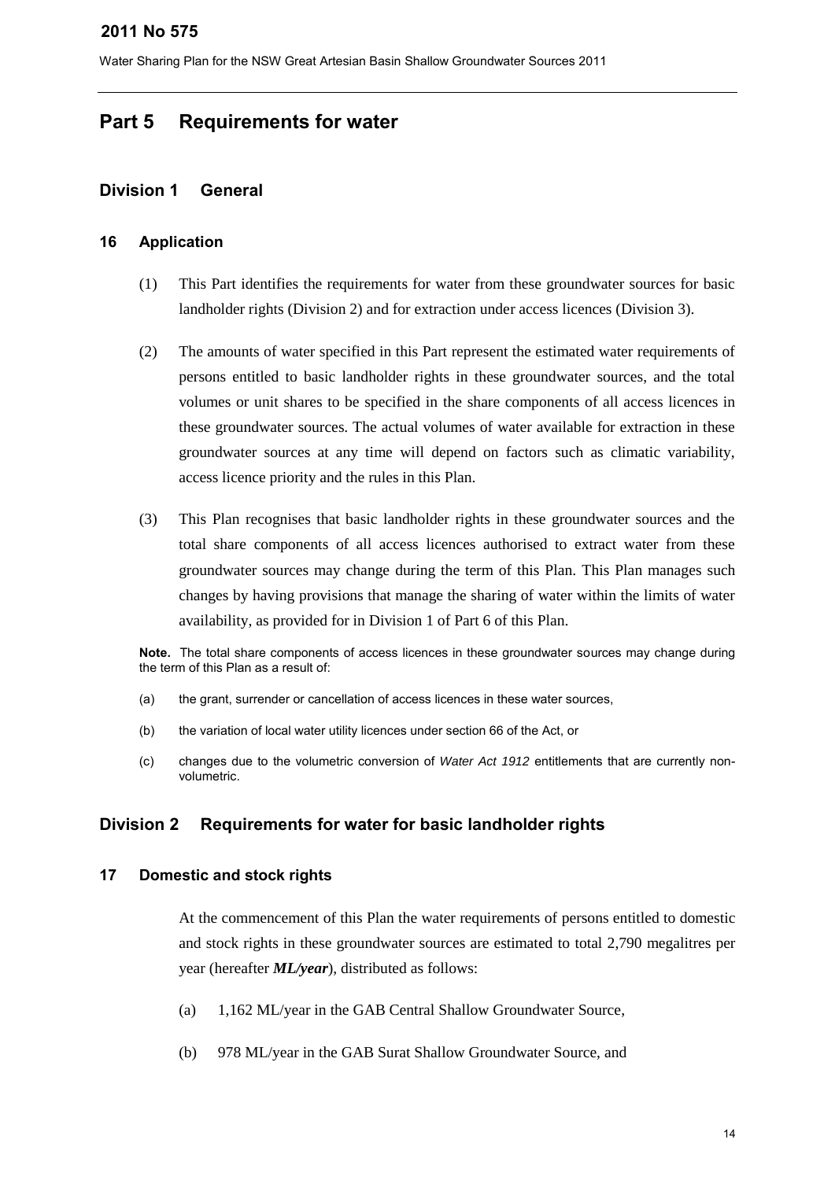# Part 5 Requirements for water

## Division 1 General

### 16 Application

(1) This Part identifies the requirements for water from these groundwater sources for basic landholder rights (Division 2) and for extraction under access licences (Division 3).

(2) The amounts of water specified in this Part represent the estimated water requirements of persons entitled to basic landholder rights in these groundwater sources, and the total volumes or unit shares to be specified in the share components of all access licences in these groundwater sources. The actual volumes of water available for extraction in these groundwater sources at any time will depend on factors such as climatic variability, access licence priority and the rules in this Plan.

(3) This Plan recognises that basic landholder rights in these groundwater sources and the total share components of all access licences authorised to extract water from these groundwater sources may change during the term of this Plan. This Plan manages such changes by having provisions that manage the sharing of water within the limits of water availability, as provided for in Division 1 of Part 6 of this Plan.

**Note.** The total share components of access licences in these groundwater sources may change during the term of this Plan as a result of:

(a) the grant, surrender or cancellation of access licences in these water sources,

(b) the variation of local water utility licences under section 66 of the Act, or

(c) changes due to the volumetric conversion of *Water Act 1912* entitlements that are currently non-volumetric.

## Division 2 Requirements for water for basic landholder rights

### 17 Domestic and stock rights

At the commencement of this Plan the water requirements of persons entitled to domestic and stock rights in these groundwater sources are estimated to total 2,790 megalitres per year (hereafter ***ML/year***), distributed as follows:

(a) 1,162 ML/year in the GAB Central Shallow Groundwater Source,

(b) 978 ML/year in the GAB Surat Shallow Groundwater Source, and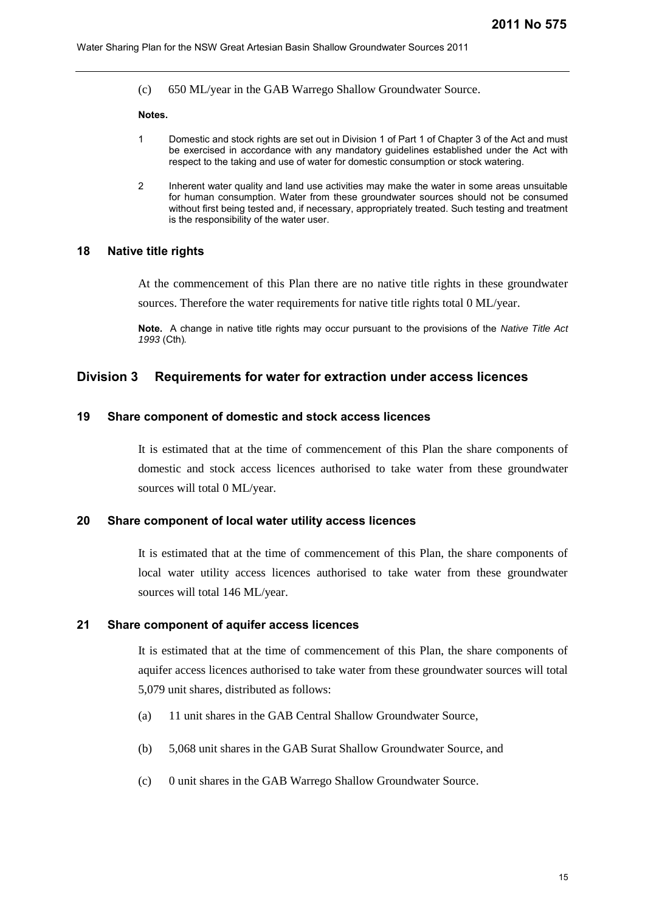(c) 650 ML/year in the GAB Warrego Shallow Groundwater Source.

**Notes.**

1 Domestic and stock rights are set out in Division 1 of Part 1 of Chapter 3 of the Act and must be exercised in accordance with any mandatory guidelines established under the Act with respect to the taking and use of water for domestic consumption or stock watering.

2 Inherent water quality and land use activities may make the water in some areas unsuitable for human consumption. Water from these groundwater sources should not be consumed without first being tested and, if necessary, appropriately treated. Such testing and treatment is the responsibility of the water user.

### 18 Native title rights

At the commencement of this Plan there are no native title rights in these groundwater sources. Therefore the water requirements for native title rights total 0 ML/year.

**Note.** A change in native title rights may occur pursuant to the provisions of the *Native Title Act 1993* (Cth).

## Division 3 Requirements for water for extraction under access licences

### 19 Share component of domestic and stock access licences

It is estimated that at the time of commencement of this Plan the share components of domestic and stock access licences authorised to take water from these groundwater sources will total 0 ML/year.

### 20 Share component of local water utility access licences

It is estimated that at the time of commencement of this Plan, the share components of local water utility access licences authorised to take water from these groundwater sources will total 146 ML/year.

### 21 Share component of aquifer access licences

It is estimated that at the time of commencement of this Plan, the share components of aquifer access licences authorised to take water from these groundwater sources will total 5,079 unit shares, distributed as follows:

(a) 11 unit shares in the GAB Central Shallow Groundwater Source,

(b) 5,068 unit shares in the GAB Surat Shallow Groundwater Source, and

(c) 0 unit shares in the GAB Warrego Shallow Groundwater Source.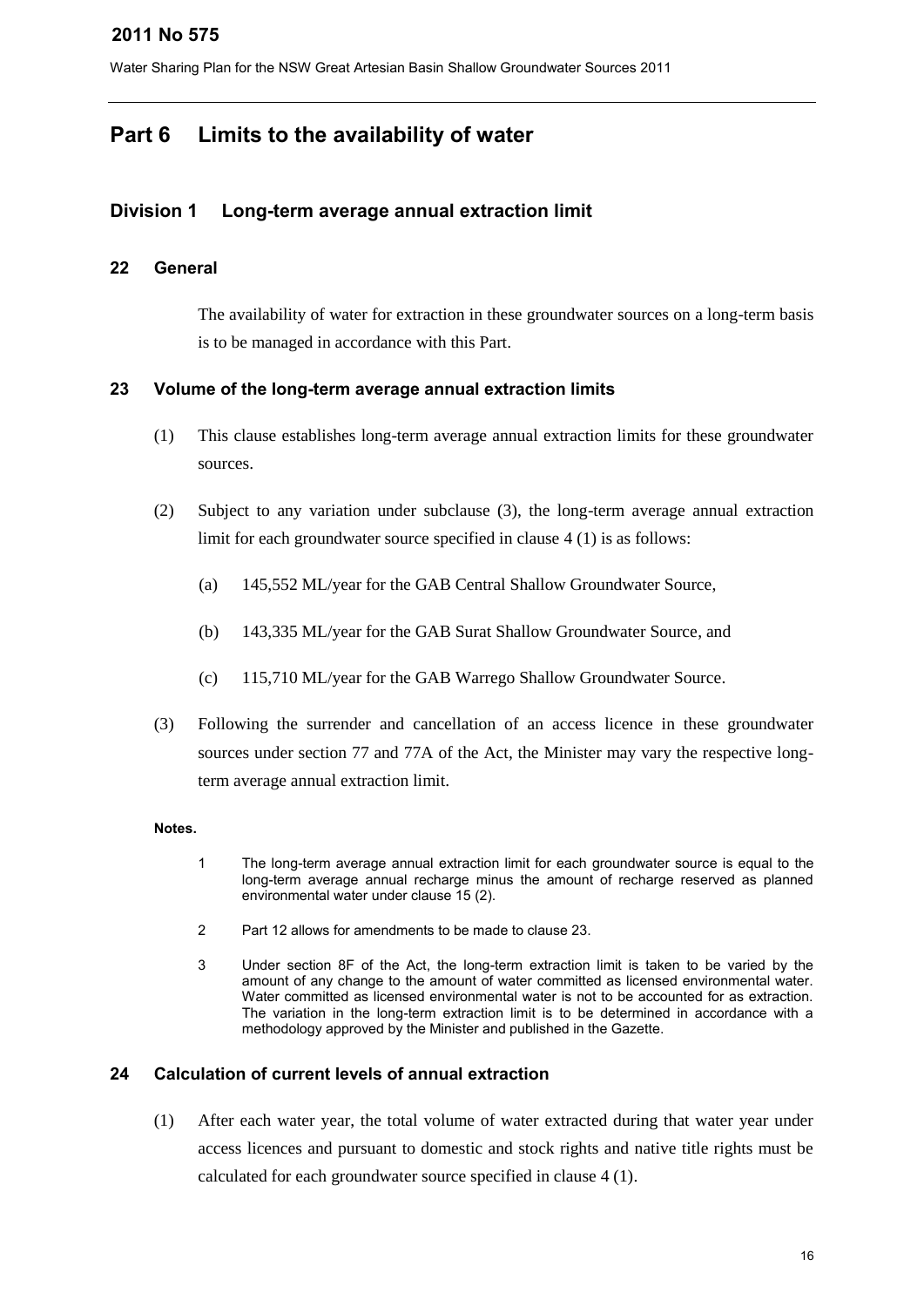# Part 6 Limits to the availability of water

## Division 1 Long-term average annual extraction limit

### 22 General

The availability of water for extraction in these groundwater sources on a long-term basis is to be managed in accordance with this Part.

### 23 Volume of the long-term average annual extraction limits

(1) This clause establishes long-term average annual extraction limits for these groundwater sources.

(2) Subject to any variation under subclause (3), the long-term average annual extraction limit for each groundwater source specified in clause 4 (1) is as follows:

(a) 145,552 ML/year for the GAB Central Shallow Groundwater Source,

(b) 143,335 ML/year for the GAB Surat Shallow Groundwater Source, and

(c) 115,710 ML/year for the GAB Warrego Shallow Groundwater Source.

(3) Following the surrender and cancellation of an access licence in these groundwater sources under section 77 and 77A of the Act, the Minister may vary the respective long-term average annual extraction limit.

**Notes.**

1 The long-term average annual extraction limit for each groundwater source is equal to the long-term average annual recharge minus the amount of recharge reserved as planned environmental water under clause 15 (2).

2 Part 12 allows for amendments to be made to clause 23.

3 Under section 8F of the Act, the long-term extraction limit is taken to be varied by the amount of any change to the amount of water committed as licensed environmental water. Water committed as licensed environmental water is not to be accounted for as extraction. The variation in the long-term extraction limit is to be determined in accordance with a methodology approved by the Minister and published in the Gazette.

### 24 Calculation of current levels of annual extraction

(1) After each water year, the total volume of water extracted during that water year under access licences and pursuant to domestic and stock rights and native title rights must be calculated for each groundwater source specified in clause 4 (1).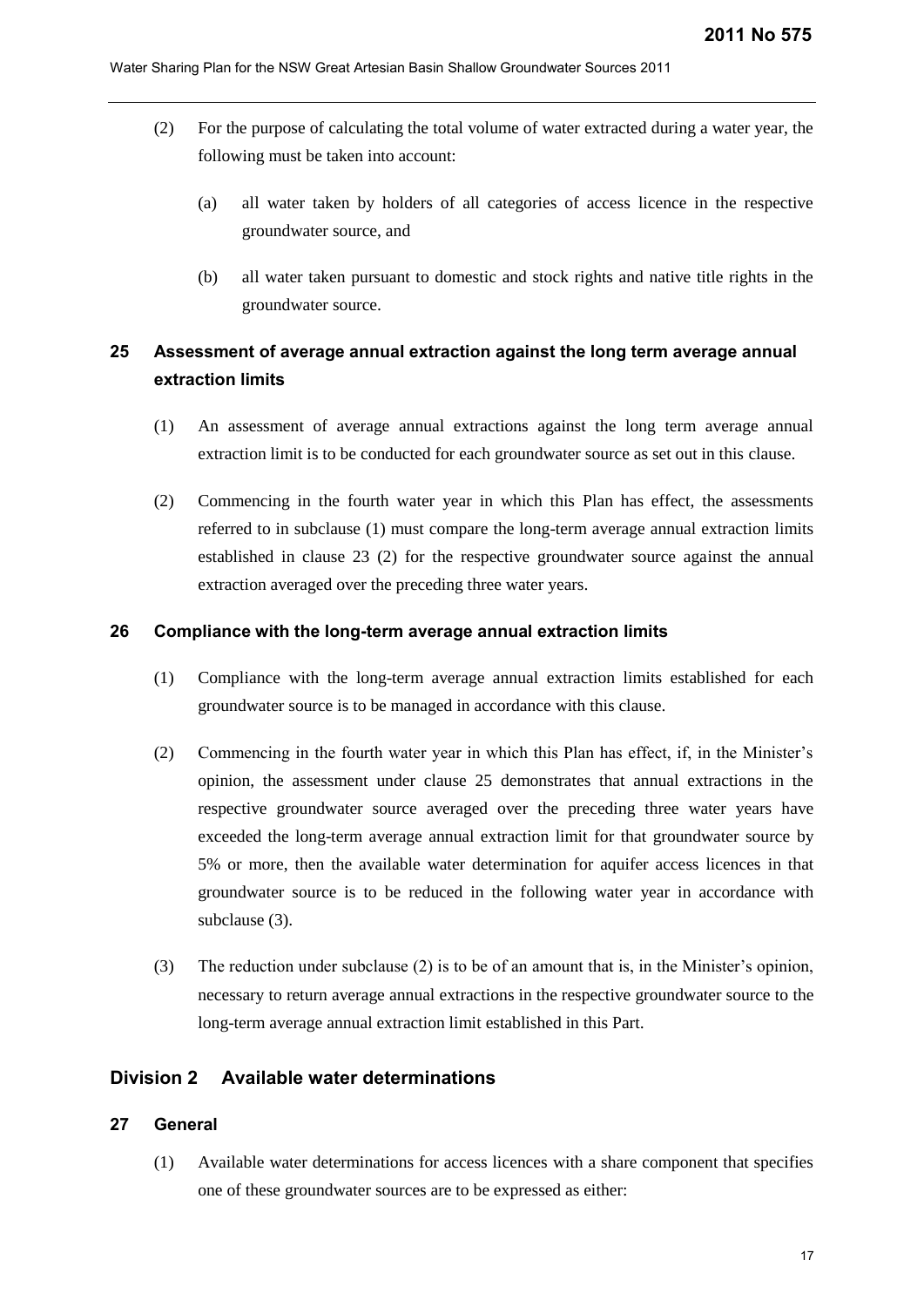(2) For the purpose of calculating the total volume of water extracted during a water year, the following must be taken into account:

(a) all water taken by holders of all categories of access licence in the respective groundwater source, and

(b) all water taken pursuant to domestic and stock rights and native title rights in the groundwater source.

### 25 Assessment of average annual extraction against the long term average annual extraction limits

(1) An assessment of average annual extractions against the long term average annual extraction limit is to be conducted for each groundwater source as set out in this clause.

(2) Commencing in the fourth water year in which this Plan has effect, the assessments referred to in subclause (1) must compare the long-term average annual extraction limits established in clause 23 (2) for the respective groundwater source against the annual extraction averaged over the preceding three water years.

### 26 Compliance with the long-term average annual extraction limits

(1) Compliance with the long-term average annual extraction limits established for each groundwater source is to be managed in accordance with this clause.

(2) Commencing in the fourth water year in which this Plan has effect, if, in the Minister's opinion, the assessment under clause 25 demonstrates that annual extractions in the respective groundwater source averaged over the preceding three water years have exceeded the long-term average annual extraction limit for that groundwater source by 5% or more, then the available water determination for aquifer access licences in that groundwater source is to be reduced in the following water year in accordance with subclause (3).

(3) The reduction under subclause (2) is to be of an amount that is, in the Minister's opinion, necessary to return average annual extractions in the respective groundwater source to the long-term average annual extraction limit established in this Part.

## Division 2 Available water determinations

### 27 General

(1) Available water determinations for access licences with a share component that specifies one of these groundwater sources are to be expressed as either: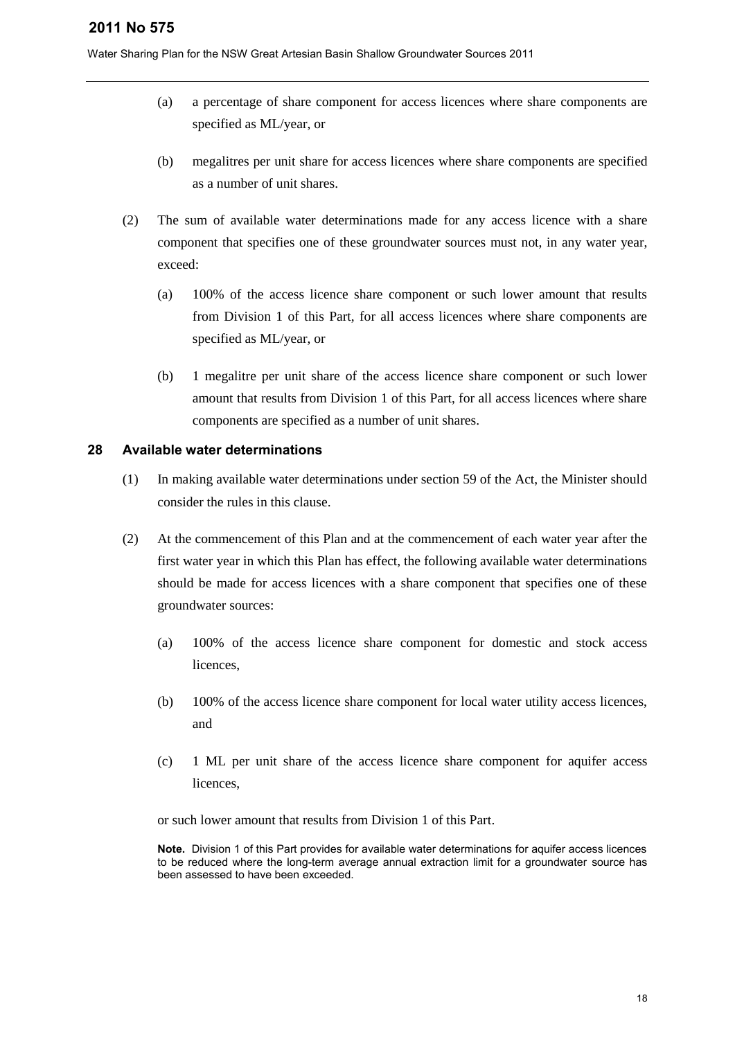(a) a percentage of share component for access licences where share components are specified as ML/year, or

(b) megalitres per unit share for access licences where share components are specified as a number of unit shares.

(2) The sum of available water determinations made for any access licence with a share component that specifies one of these groundwater sources must not, in any water year, exceed:

(a) 100% of the access licence share component or such lower amount that results from Division 1 of this Part, for all access licences where share components are specified as ML/year, or

(b) 1 megalitre per unit share of the access licence share component or such lower amount that results from Division 1 of this Part, for all access licences where share components are specified as a number of unit shares.

### 28 Available water determinations

(1) In making available water determinations under section 59 of the Act, the Minister should consider the rules in this clause.

(2) At the commencement of this Plan and at the commencement of each water year after the first water year in which this Plan has effect, the following available water determinations should be made for access licences with a share component that specifies one of these groundwater sources:

(a) 100% of the access licence share component for domestic and stock access licences,

(b) 100% of the access licence share component for local water utility access licences, and

(c) 1 ML per unit share of the access licence share component for aquifer access licences,

or such lower amount that results from Division 1 of this Part.

**Note.** Division 1 of this Part provides for available water determinations for aquifer access licences to be reduced where the long-term average annual extraction limit for a groundwater source has been assessed to have been exceeded.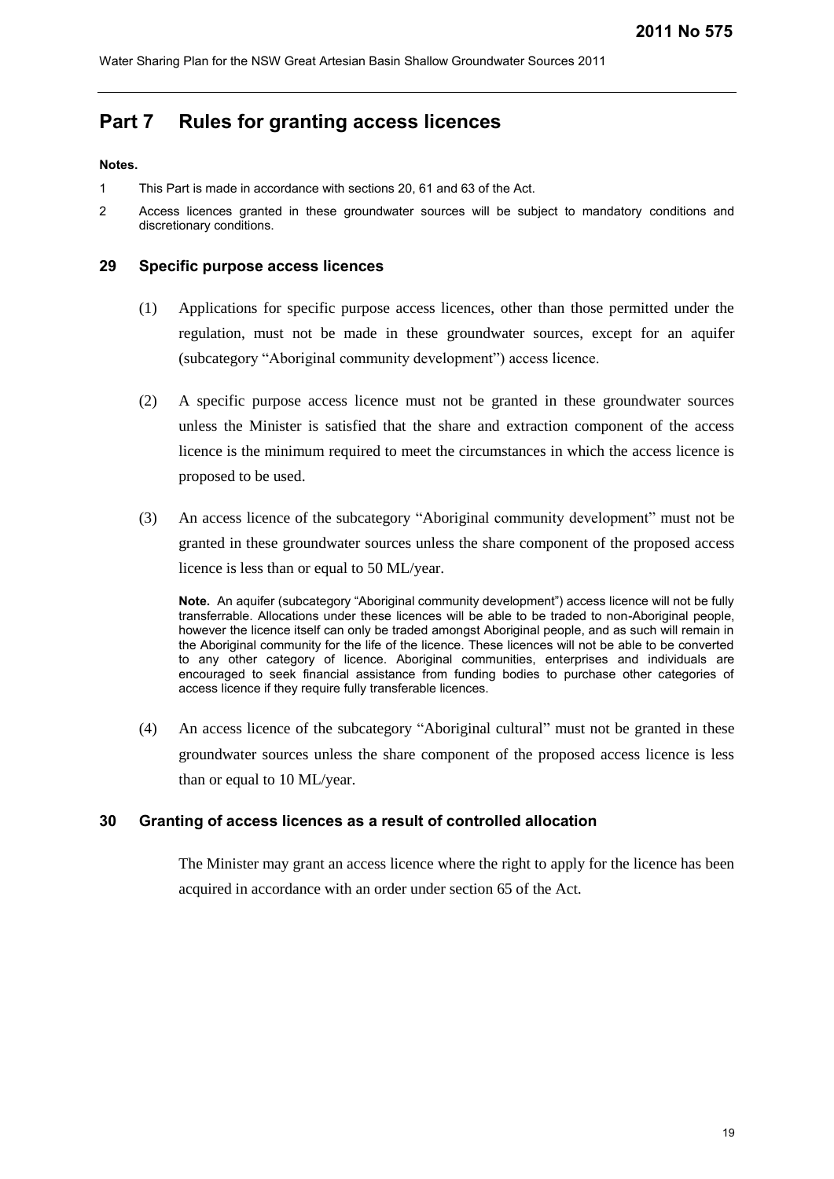# Part 7 Rules for granting access licences

**Notes.**

1 This Part is made in accordance with sections 20, 61 and 63 of the Act.

2 Access licences granted in these groundwater sources will be subject to mandatory conditions and discretionary conditions.

## 29 Specific purpose access licences

(1) Applications for specific purpose access licences, other than those permitted under the regulation, must not be made in these groundwater sources, except for an aquifer (subcategory "Aboriginal community development") access licence.

(2) A specific purpose access licence must not be granted in these groundwater sources unless the Minister is satisfied that the share and extraction component of the access licence is the minimum required to meet the circumstances in which the access licence is proposed to be used.

(3) An access licence of the subcategory "Aboriginal community development" must not be granted in these groundwater sources unless the share component of the proposed access licence is less than or equal to 50 ML/year.

**Note.** An aquifer (subcategory "Aboriginal community development") access licence will not be fully transferrable. Allocations under these licences will be able to be traded to non-Aboriginal people, however the licence itself can only be traded amongst Aboriginal people, and as such will remain in the Aboriginal community for the life of the licence. These licences will not be able to be converted to any other category of licence. Aboriginal communities, enterprises and individuals are encouraged to seek financial assistance from funding bodies to purchase other categories of access licence if they require fully transferable licences.

(4) An access licence of the subcategory "Aboriginal cultural" must not be granted in these groundwater sources unless the share component of the proposed access licence is less than or equal to 10 ML/year.

## 30 Granting of access licences as a result of controlled allocation

The Minister may grant an access licence where the right to apply for the licence has been acquired in accordance with an order under section 65 of the Act.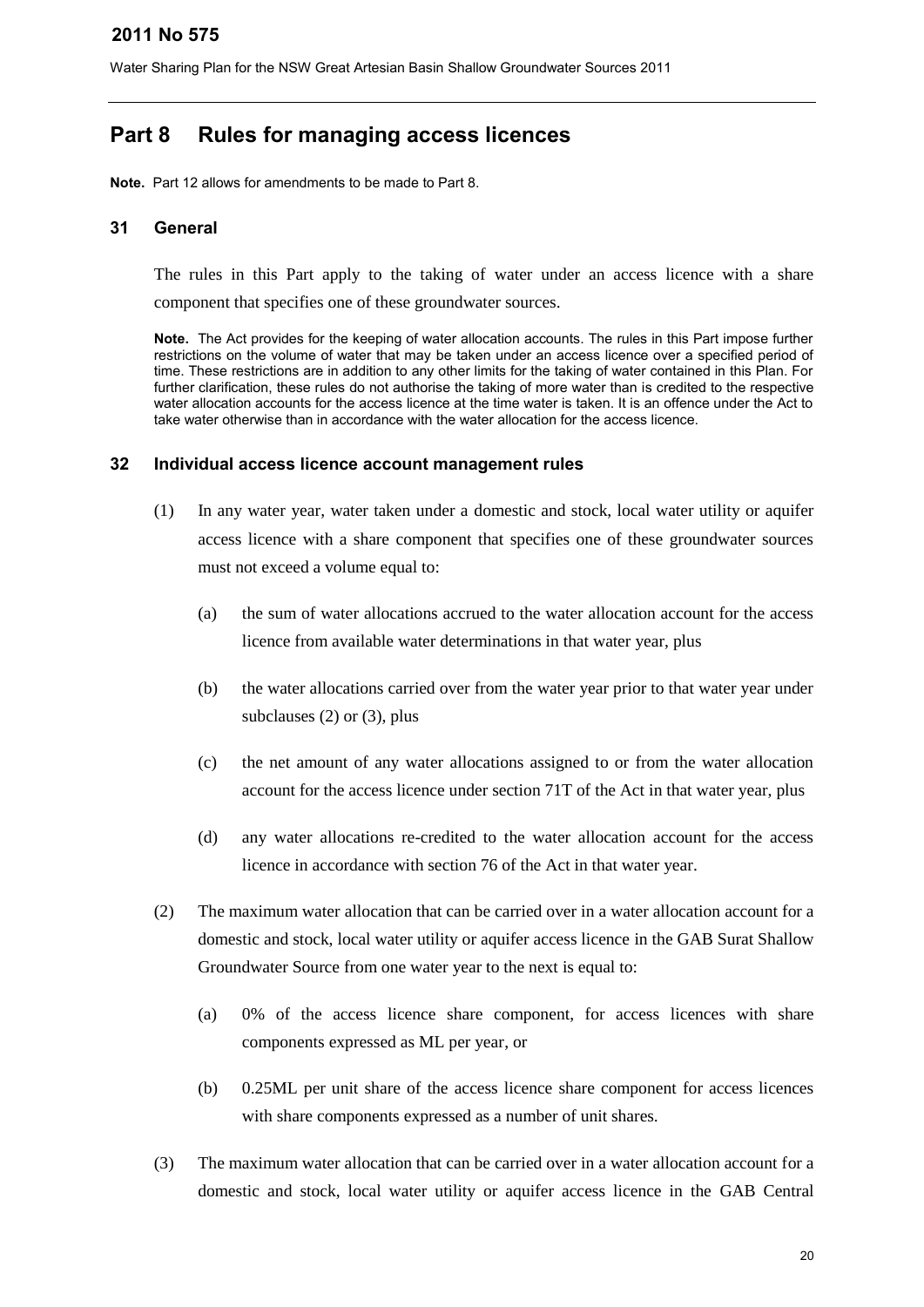# Part 8 Rules for managing access licences

**Note.** Part 12 allows for amendments to be made to Part 8.

## 31 General

The rules in this Part apply to the taking of water under an access licence with a share component that specifies one of these groundwater sources.

**Note.** The Act provides for the keeping of water allocation accounts. The rules in this Part impose further restrictions on the volume of water that may be taken under an access licence over a specified period of time. These restrictions are in addition to any other limits for the taking of water contained in this Plan. For further clarification, these rules do not authorise the taking of more water than is credited to the respective water allocation accounts for the access licence at the time water is taken. It is an offence under the Act to take water otherwise than in accordance with the water allocation for the access licence.

## 32 Individual access licence account management rules

(1) In any water year, water taken under a domestic and stock, local water utility or aquifer access licence with a share component that specifies one of these groundwater sources must not exceed a volume equal to:

(a) the sum of water allocations accrued to the water allocation account for the access licence from available water determinations in that water year, plus

(b) the water allocations carried over from the water year prior to that water year under subclauses (2) or (3), plus

(c) the net amount of any water allocations assigned to or from the water allocation account for the access licence under section 71T of the Act in that water year, plus

(d) any water allocations re-credited to the water allocation account for the access licence in accordance with section 76 of the Act in that water year.

(2) The maximum water allocation that can be carried over in a water allocation account for a domestic and stock, local water utility or aquifer access licence in the GAB Surat Shallow Groundwater Source from one water year to the next is equal to:

(a) 0% of the access licence share component, for access licences with share components expressed as ML per year, or

(b) 0.25ML per unit share of the access licence share component for access licences with share components expressed as a number of unit shares.

(3) The maximum water allocation that can be carried over in a water allocation account for a domestic and stock, local water utility or aquifer access licence in the GAB Central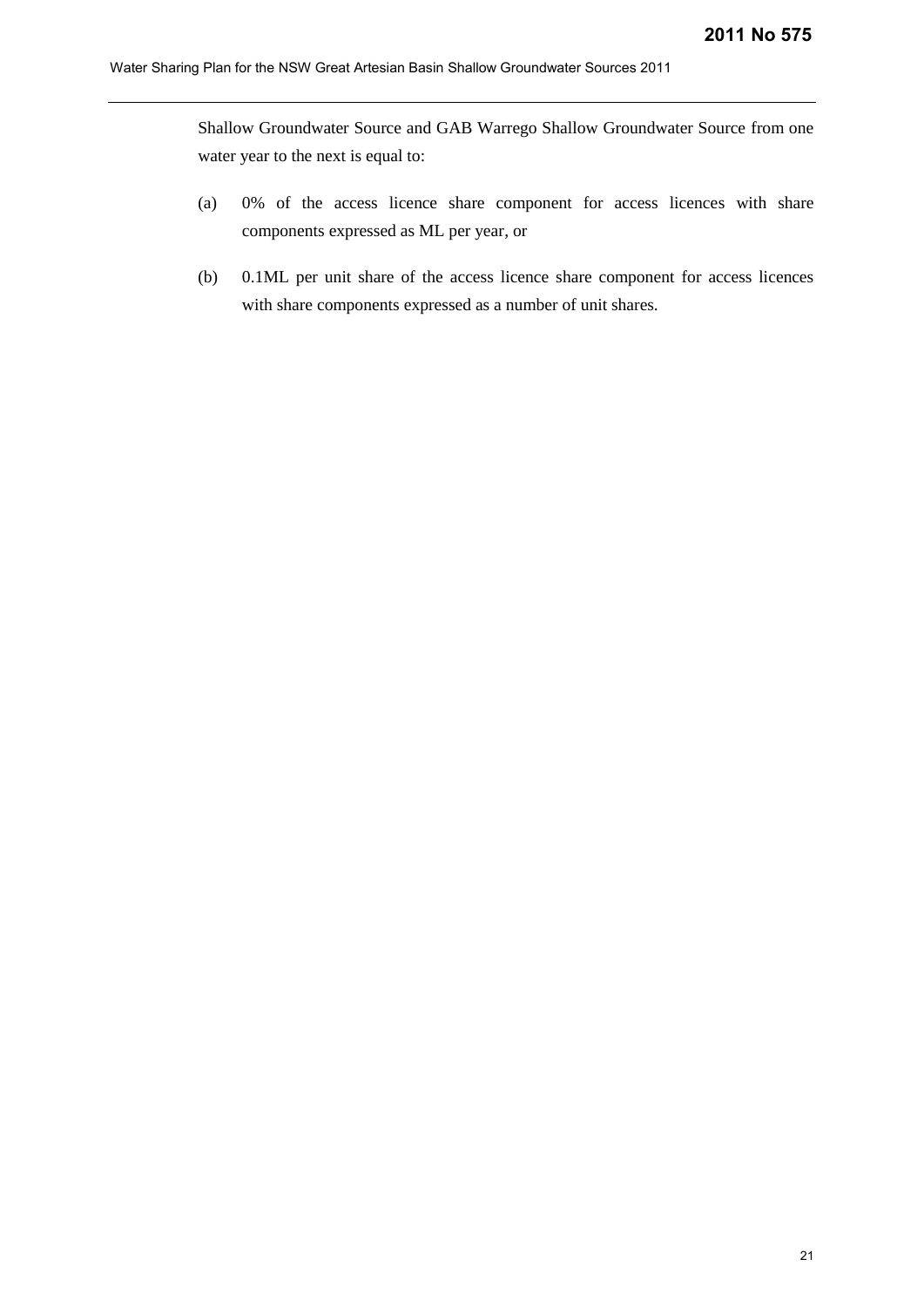Shallow Groundwater Source and GAB Warrego Shallow Groundwater Source from one water year to the next is equal to:

(a) 0% of the access licence share component for access licences with share components expressed as ML per year, or

(b) 0.1ML per unit share of the access licence share component for access licences with share components expressed as a number of unit shares.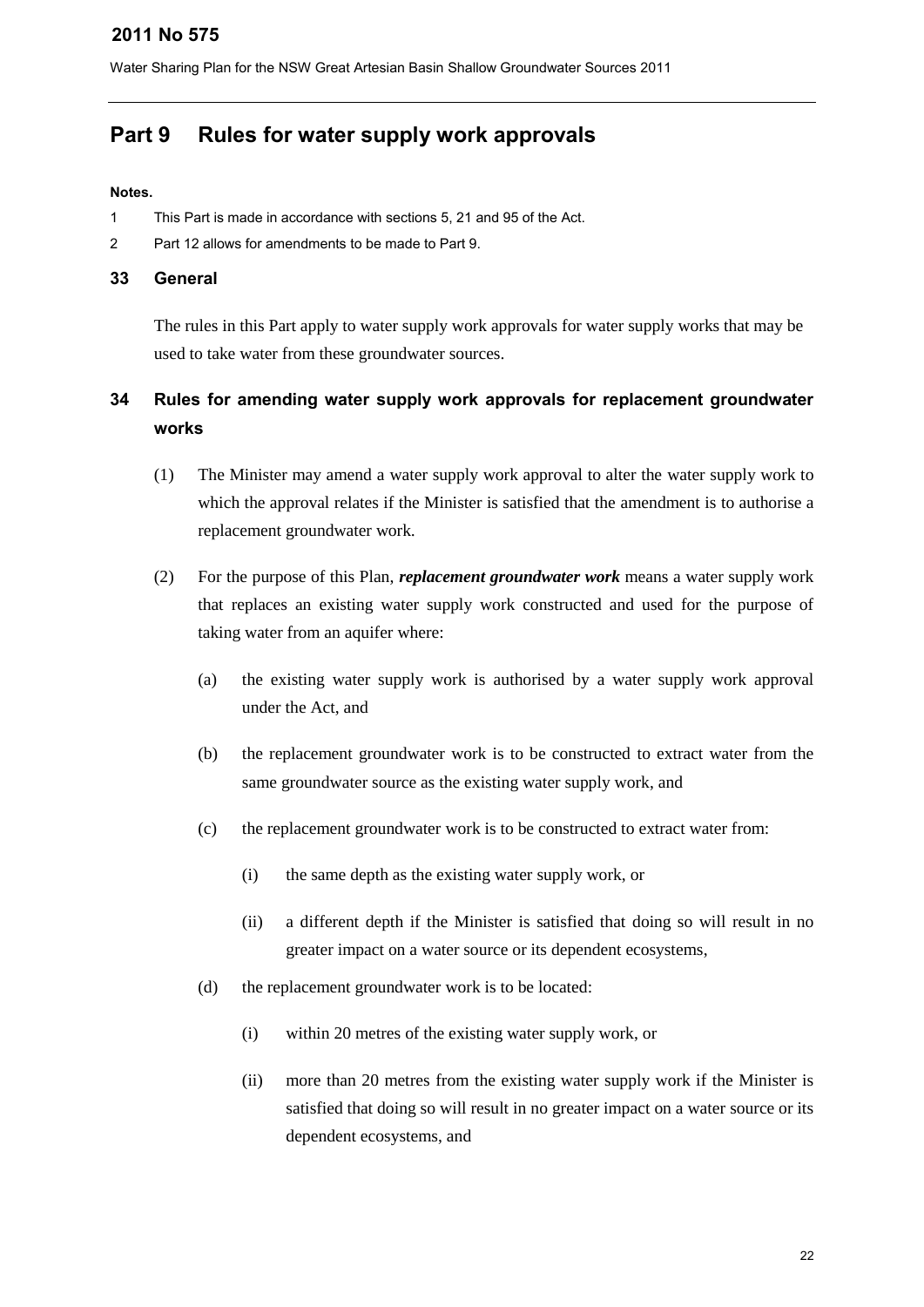# Part 9 Rules for water supply work approvals

**Notes.**

1 This Part is made in accordance with sections 5, 21 and 95 of the Act.

2 Part 12 allows for amendments to be made to Part 9.

## 33 General

The rules in this Part apply to water supply work approvals for water supply works that may be used to take water from these groundwater sources.

## 34 Rules for amending water supply work approvals for replacement groundwater works

(1) The Minister may amend a water supply work approval to alter the water supply work to which the approval relates if the Minister is satisfied that the amendment is to authorise a replacement groundwater work.

(2) For the purpose of this Plan, ***replacement groundwater work*** means a water supply work that replaces an existing water supply work constructed and used for the purpose of taking water from an aquifer where:

(a) the existing water supply work is authorised by a water supply work approval under the Act, and

(b) the replacement groundwater work is to be constructed to extract water from the same groundwater source as the existing water supply work, and

(c) the replacement groundwater work is to be constructed to extract water from:

(i) the same depth as the existing water supply work, or

(ii) a different depth if the Minister is satisfied that doing so will result in no greater impact on a water source or its dependent ecosystems,

(d) the replacement groundwater work is to be located:

(i) within 20 metres of the existing water supply work, or

(ii) more than 20 metres from the existing water supply work if the Minister is satisfied that doing so will result in no greater impact on a water source or its dependent ecosystems, and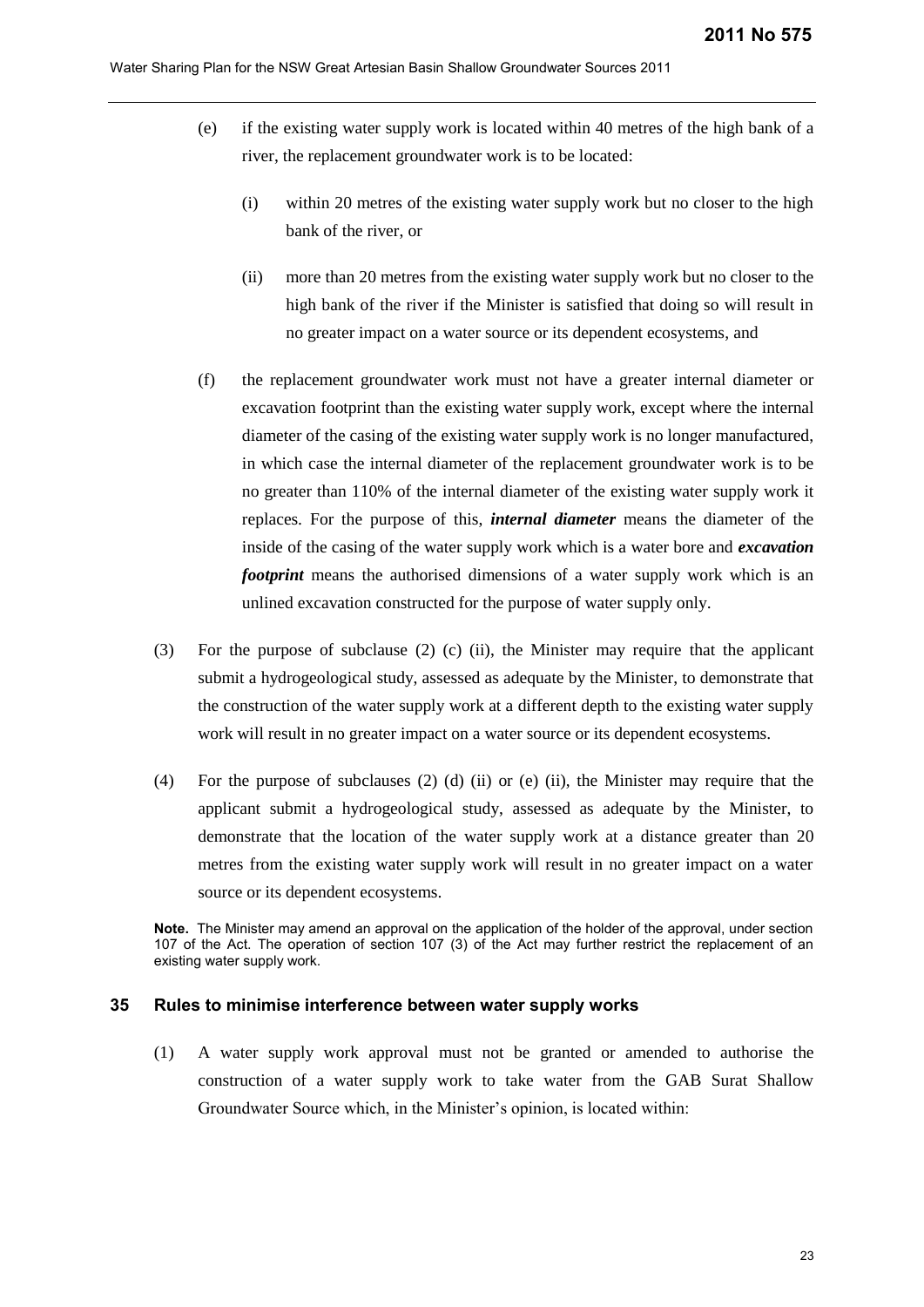(e) if the existing water supply work is located within 40 metres of the high bank of a river, the replacement groundwater work is to be located:

(i) within 20 metres of the existing water supply work but no closer to the high bank of the river, or

(ii) more than 20 metres from the existing water supply work but no closer to the high bank of the river if the Minister is satisfied that doing so will result in no greater impact on a water source or its dependent ecosystems, and

(f) the replacement groundwater work must not have a greater internal diameter or excavation footprint than the existing water supply work, except where the internal diameter of the casing of the existing water supply work is no longer manufactured, in which case the internal diameter of the replacement groundwater work is to be no greater than 110% of the internal diameter of the existing water supply work it replaces. For the purpose of this, ***internal diameter*** means the diameter of the inside of the casing of the water supply work which is a water bore and ***excavation footprint*** means the authorised dimensions of a water supply work which is an unlined excavation constructed for the purpose of water supply only.

(3) For the purpose of subclause (2) (c) (ii), the Minister may require that the applicant submit a hydrogeological study, assessed as adequate by the Minister, to demonstrate that the construction of the water supply work at a different depth to the existing water supply work will result in no greater impact on a water source or its dependent ecosystems.

(4) For the purpose of subclauses (2) (d) (ii) or (e) (ii), the Minister may require that the applicant submit a hydrogeological study, assessed as adequate by the Minister, to demonstrate that the location of the water supply work at a distance greater than 20 metres from the existing water supply work will result in no greater impact on a water source or its dependent ecosystems.

**Note.** The Minister may amend an approval on the application of the holder of the approval, under section 107 of the Act. The operation of section 107 (3) of the Act may further restrict the replacement of an existing water supply work.

### 35 Rules to minimise interference between water supply works

(1) A water supply work approval must not be granted or amended to authorise the construction of a water supply work to take water from the GAB Surat Shallow Groundwater Source which, in the Minister's opinion, is located within: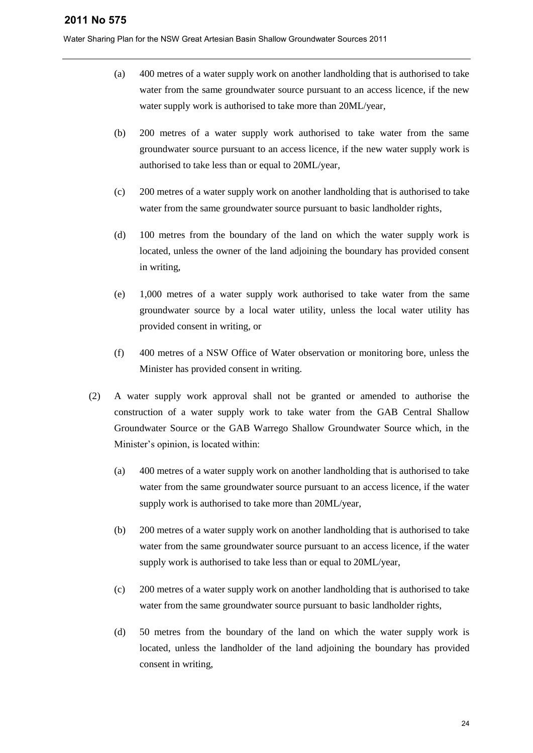(a) 400 metres of a water supply work on another landholding that is authorised to take water from the same groundwater source pursuant to an access licence, if the new water supply work is authorised to take more than 20ML/year,

(b) 200 metres of a water supply work authorised to take water from the same groundwater source pursuant to an access licence, if the new water supply work is authorised to take less than or equal to 20ML/year,

(c) 200 metres of a water supply work on another landholding that is authorised to take water from the same groundwater source pursuant to basic landholder rights,

(d) 100 metres from the boundary of the land on which the water supply work is located, unless the owner of the land adjoining the boundary has provided consent in writing,

(e) 1,000 metres of a water supply work authorised to take water from the same groundwater source by a local water utility, unless the local water utility has provided consent in writing, or

(f) 400 metres of a NSW Office of Water observation or monitoring bore, unless the Minister has provided consent in writing.

(2) A water supply work approval shall not be granted or amended to authorise the construction of a water supply work to take water from the GAB Central Shallow Groundwater Source or the GAB Warrego Shallow Groundwater Source which, in the Minister's opinion, is located within:

(a) 400 metres of a water supply work on another landholding that is authorised to take water from the same groundwater source pursuant to an access licence, if the water supply work is authorised to take more than 20ML/year,

(b) 200 metres of a water supply work on another landholding that is authorised to take water from the same groundwater source pursuant to an access licence, if the water supply work is authorised to take less than or equal to 20ML/year,

(c) 200 metres of a water supply work on another landholding that is authorised to take water from the same groundwater source pursuant to basic landholder rights,

(d) 50 metres from the boundary of the land on which the water supply work is located, unless the landholder of the land adjoining the boundary has provided consent in writing,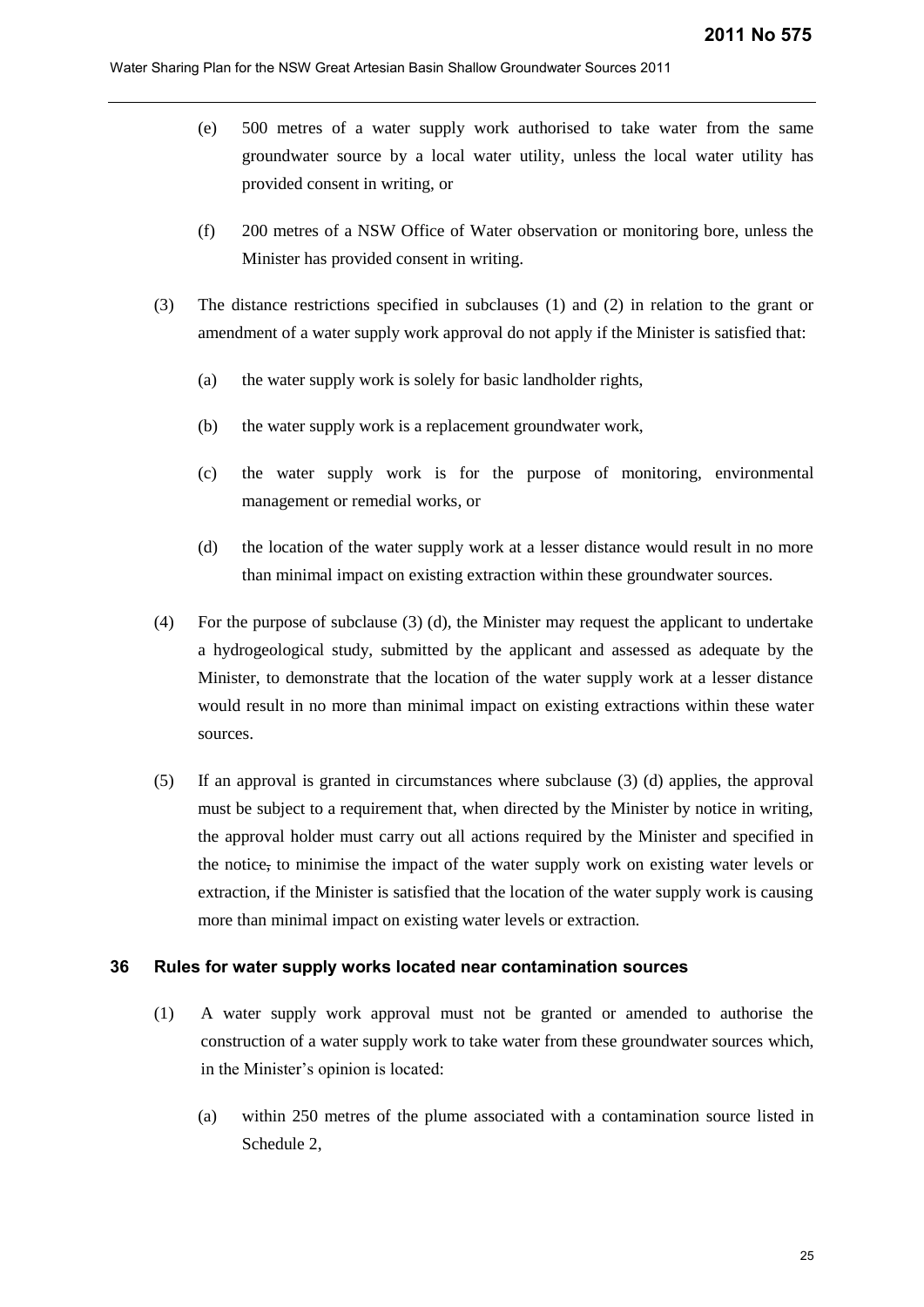(e) 500 metres of a water supply work authorised to take water from the same groundwater source by a local water utility, unless the local water utility has provided consent in writing, or

(f) 200 metres of a NSW Office of Water observation or monitoring bore, unless the Minister has provided consent in writing.

(3) The distance restrictions specified in subclauses (1) and (2) in relation to the grant or amendment of a water supply work approval do not apply if the Minister is satisfied that:

(a) the water supply work is solely for basic landholder rights,

(b) the water supply work is a replacement groundwater work,

(c) the water supply work is for the purpose of monitoring, environmental management or remedial works, or

(d) the location of the water supply work at a lesser distance would result in no more than minimal impact on existing extraction within these groundwater sources.

(4) For the purpose of subclause (3) (d), the Minister may request the applicant to undertake a hydrogeological study, submitted by the applicant and assessed as adequate by the Minister, to demonstrate that the location of the water supply work at a lesser distance would result in no more than minimal impact on existing extractions within these water sources.

(5) If an approval is granted in circumstances where subclause (3) (d) applies, the approval must be subject to a requirement that, when directed by the Minister by notice in writing, the approval holder must carry out all actions required by the Minister and specified in the notice, to minimise the impact of the water supply work on existing water levels or extraction, if the Minister is satisfied that the location of the water supply work is causing more than minimal impact on existing water levels or extraction.

### 36 Rules for water supply works located near contamination sources

(1) A water supply work approval must not be granted or amended to authorise the construction of a water supply work to take water from these groundwater sources which, in the Minister's opinion is located:

(a) within 250 metres of the plume associated with a contamination source listed in Schedule 2,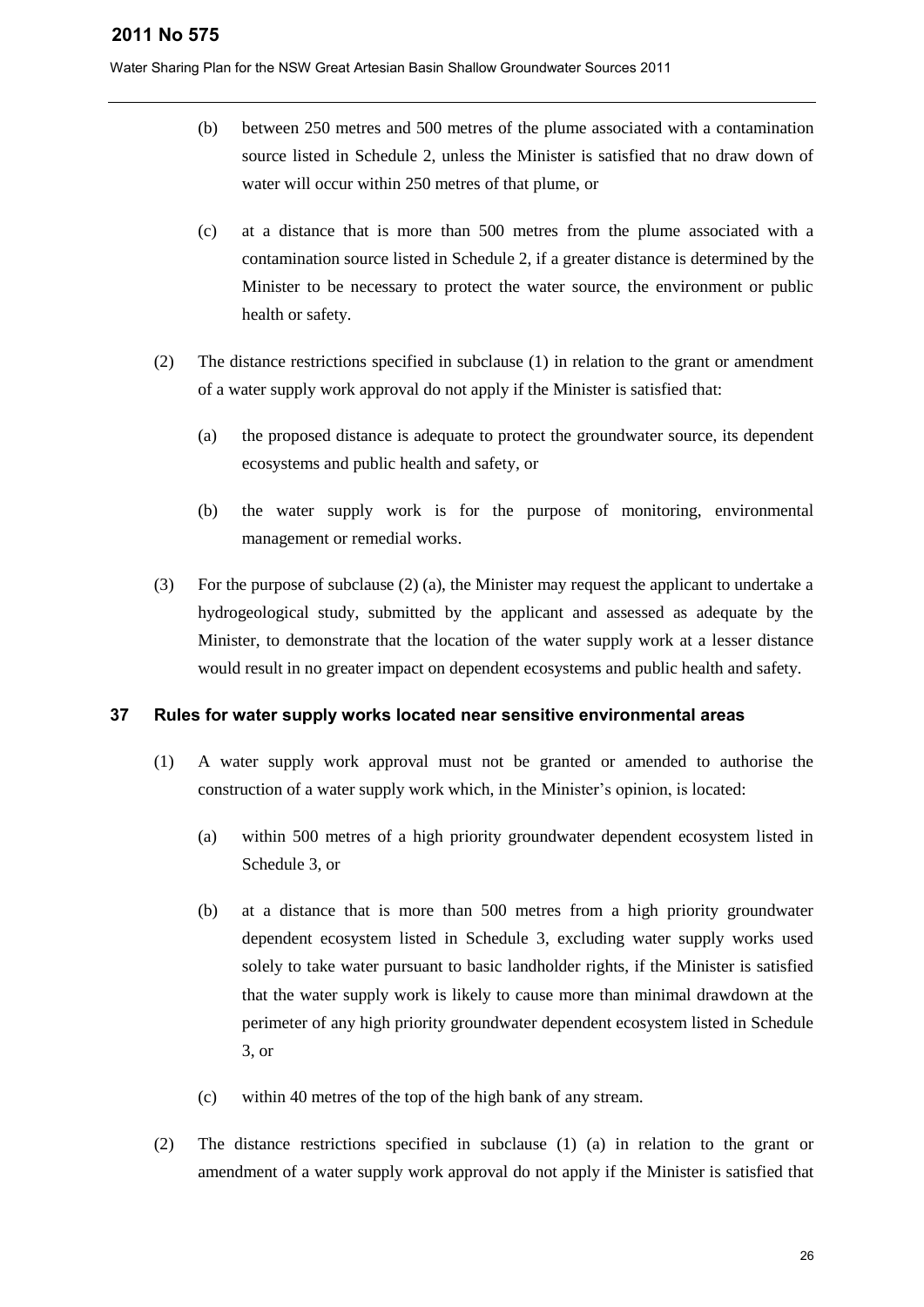(b) between 250 metres and 500 metres of the plume associated with a contamination source listed in Schedule 2, unless the Minister is satisfied that no draw down of water will occur within 250 metres of that plume, or

(c) at a distance that is more than 500 metres from the plume associated with a contamination source listed in Schedule 2, if a greater distance is determined by the Minister to be necessary to protect the water source, the environment or public health or safety.

(2) The distance restrictions specified in subclause (1) in relation to the grant or amendment of a water supply work approval do not apply if the Minister is satisfied that:

(a) the proposed distance is adequate to protect the groundwater source, its dependent ecosystems and public health and safety, or

(b) the water supply work is for the purpose of monitoring, environmental management or remedial works.

(3) For the purpose of subclause (2) (a), the Minister may request the applicant to undertake a hydrogeological study, submitted by the applicant and assessed as adequate by the Minister, to demonstrate that the location of the water supply work at a lesser distance would result in no greater impact on dependent ecosystems and public health and safety.

### 37 Rules for water supply works located near sensitive environmental areas

(1) A water supply work approval must not be granted or amended to authorise the construction of a water supply work which, in the Minister's opinion, is located:

(a) within 500 metres of a high priority groundwater dependent ecosystem listed in Schedule 3, or

(b) at a distance that is more than 500 metres from a high priority groundwater dependent ecosystem listed in Schedule 3, excluding water supply works used solely to take water pursuant to basic landholder rights, if the Minister is satisfied that the water supply work is likely to cause more than minimal drawdown at the perimeter of any high priority groundwater dependent ecosystem listed in Schedule 3, or

(c) within 40 metres of the top of the high bank of any stream.

(2) The distance restrictions specified in subclause (1) (a) in relation to the grant or amendment of a water supply work approval do not apply if the Minister is satisfied that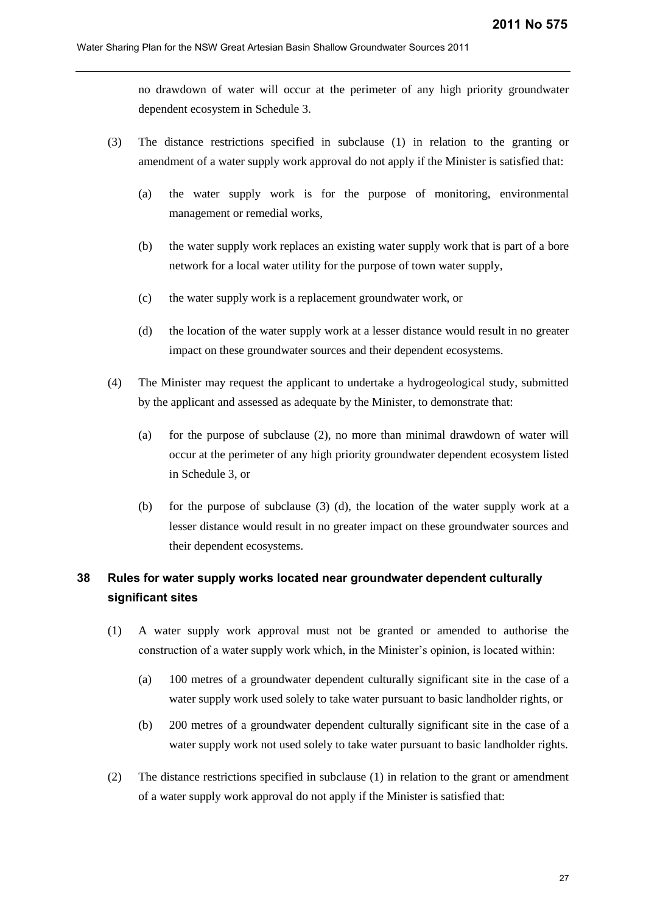no drawdown of water will occur at the perimeter of any high priority groundwater dependent ecosystem in Schedule 3.

(3) The distance restrictions specified in subclause (1) in relation to the granting or amendment of a water supply work approval do not apply if the Minister is satisfied that:

(a) the water supply work is for the purpose of monitoring, environmental management or remedial works,

(b) the water supply work replaces an existing water supply work that is part of a bore network for a local water utility for the purpose of town water supply,

(c) the water supply work is a replacement groundwater work, or

(d) the location of the water supply work at a lesser distance would result in no greater impact on these groundwater sources and their dependent ecosystems.

(4) The Minister may request the applicant to undertake a hydrogeological study, submitted by the applicant and assessed as adequate by the Minister, to demonstrate that:

(a) for the purpose of subclause (2), no more than minimal drawdown of water will occur at the perimeter of any high priority groundwater dependent ecosystem listed in Schedule 3, or

(b) for the purpose of subclause (3) (d), the location of the water supply work at a lesser distance would result in no greater impact on these groundwater sources and their dependent ecosystems.

## 38 Rules for water supply works located near groundwater dependent culturally significant sites

(1) A water supply work approval must not be granted or amended to authorise the construction of a water supply work which, in the Minister's opinion, is located within:

(a) 100 metres of a groundwater dependent culturally significant site in the case of a water supply work used solely to take water pursuant to basic landholder rights, or

(b) 200 metres of a groundwater dependent culturally significant site in the case of a water supply work not used solely to take water pursuant to basic landholder rights.

(2) The distance restrictions specified in subclause (1) in relation to the grant or amendment of a water supply work approval do not apply if the Minister is satisfied that: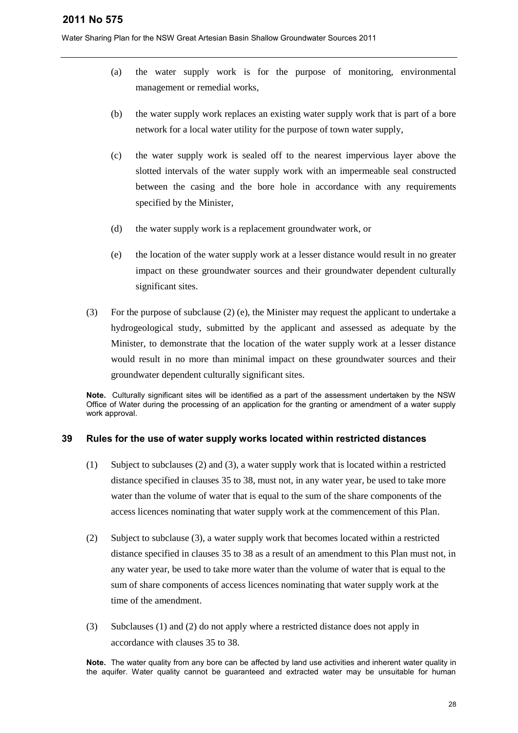(a) the water supply work is for the purpose of monitoring, environmental management or remedial works,

(b) the water supply work replaces an existing water supply work that is part of a bore network for a local water utility for the purpose of town water supply,

(c) the water supply work is sealed off to the nearest impervious layer above the slotted intervals of the water supply work with an impermeable seal constructed between the casing and the bore hole in accordance with any requirements specified by the Minister,

(d) the water supply work is a replacement groundwater work, or

(e) the location of the water supply work at a lesser distance would result in no greater impact on these groundwater sources and their groundwater dependent culturally significant sites.

(3) For the purpose of subclause (2) (e), the Minister may request the applicant to undertake a hydrogeological study, submitted by the applicant and assessed as adequate by the Minister, to demonstrate that the location of the water supply work at a lesser distance would result in no more than minimal impact on these groundwater sources and their groundwater dependent culturally significant sites.

**Note.** Culturally significant sites will be identified as a part of the assessment undertaken by the NSW Office of Water during the processing of an application for the granting or amendment of a water supply work approval.

## 39 Rules for the use of water supply works located within restricted distances

(1) Subject to subclauses (2) and (3), a water supply work that is located within a restricted distance specified in clauses 35 to 38, must not, in any water year, be used to take more water than the volume of water that is equal to the sum of the share components of the access licences nominating that water supply work at the commencement of this Plan.

(2) Subject to subclause (3), a water supply work that becomes located within a restricted distance specified in clauses 35 to 38 as a result of an amendment to this Plan must not, in any water year, be used to take more water than the volume of water that is equal to the sum of share components of access licences nominating that water supply work at the time of the amendment.

(3) Subclauses (1) and (2) do not apply where a restricted distance does not apply in accordance with clauses 35 to 38.

**Note.** The water quality from any bore can be affected by land use activities and inherent water quality in the aquifer. Water quality cannot be guaranteed and extracted water may be unsuitable for human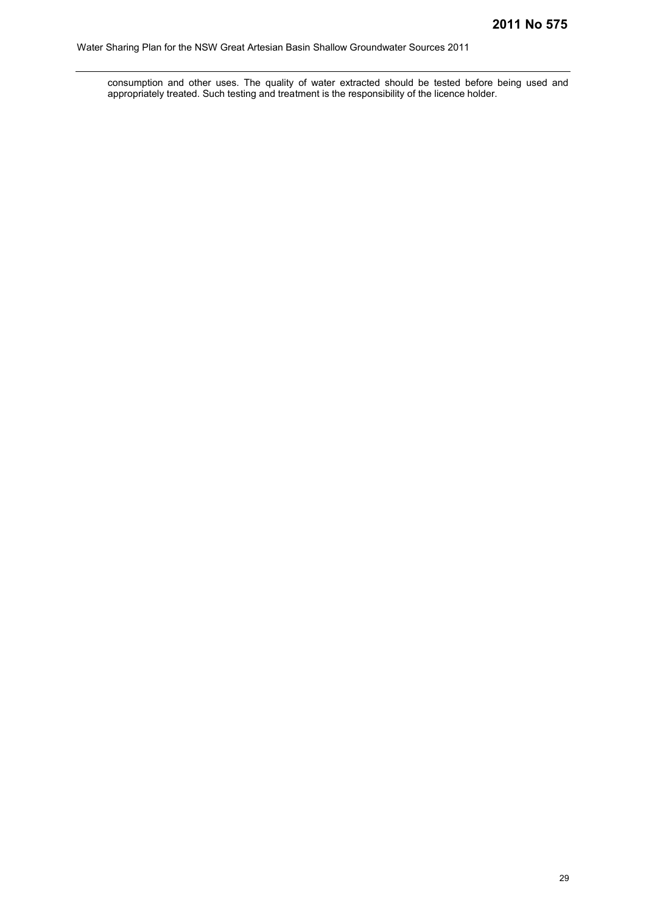consumption and other uses. The quality of water extracted should be tested before being used and appropriately treated. Such testing and treatment is the responsibility of the licence holder.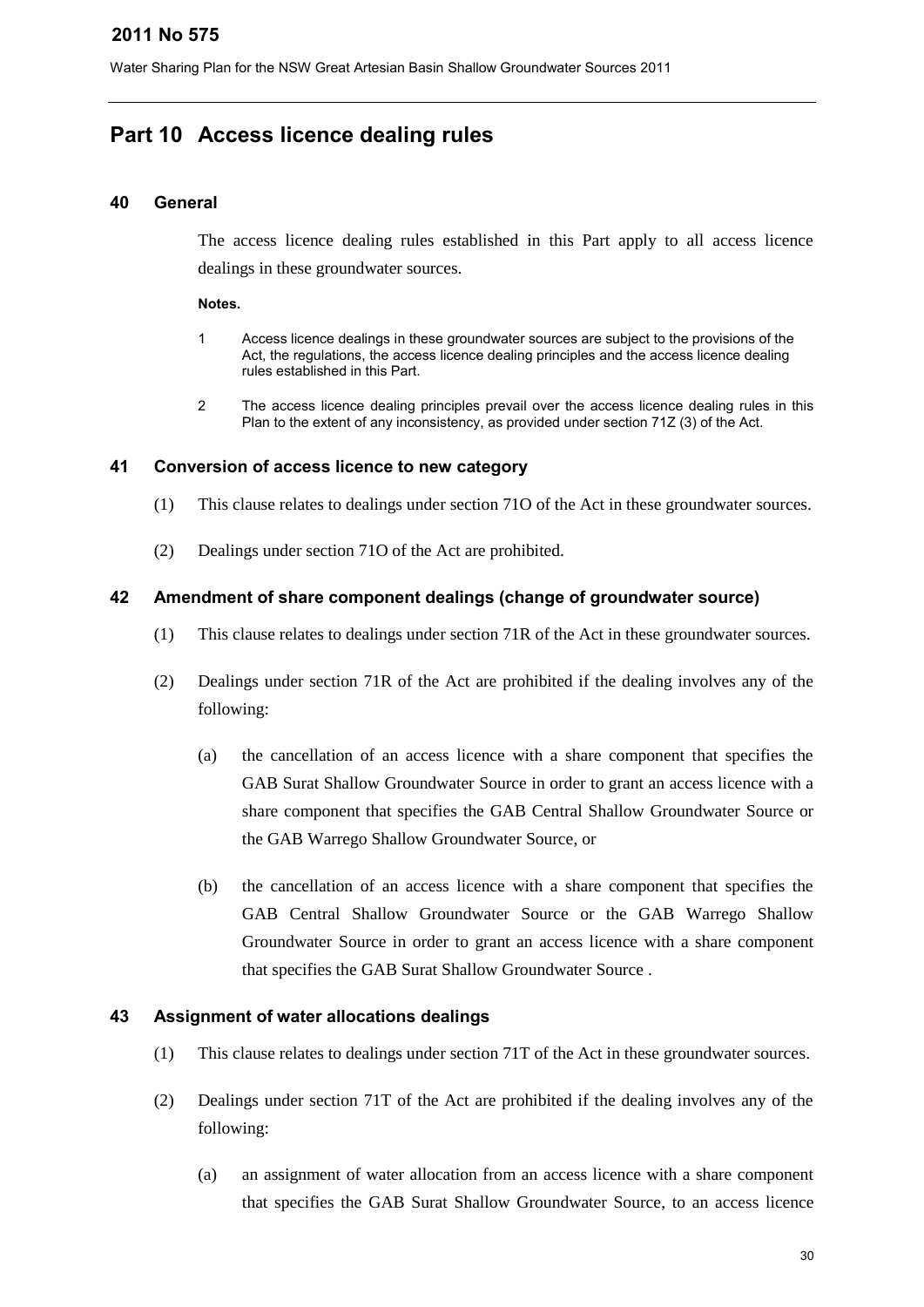# Part 10 Access licence dealing rules

## 40 General

The access licence dealing rules established in this Part apply to all access licence dealings in these groundwater sources.

**Notes.**

1 Access licence dealings in these groundwater sources are subject to the provisions of the Act, the regulations, the access licence dealing principles and the access licence dealing rules established in this Part.

2 The access licence dealing principles prevail over the access licence dealing rules in this Plan to the extent of any inconsistency, as provided under section 71Z (3) of the Act.

## 41 Conversion of access licence to new category

(1) This clause relates to dealings under section 71O of the Act in these groundwater sources.

(2) Dealings under section 71O of the Act are prohibited.

## 42 Amendment of share component dealings (change of groundwater source)

(1) This clause relates to dealings under section 71R of the Act in these groundwater sources.

(2) Dealings under section 71R of the Act are prohibited if the dealing involves any of the following:

(a) the cancellation of an access licence with a share component that specifies the GAB Surat Shallow Groundwater Source in order to grant an access licence with a share component that specifies the GAB Central Shallow Groundwater Source or the GAB Warrego Shallow Groundwater Source, or

(b) the cancellation of an access licence with a share component that specifies the GAB Central Shallow Groundwater Source or the GAB Warrego Shallow Groundwater Source in order to grant an access licence with a share component that specifies the GAB Surat Shallow Groundwater Source .

## 43 Assignment of water allocations dealings

(1) This clause relates to dealings under section 71T of the Act in these groundwater sources.

(2) Dealings under section 71T of the Act are prohibited if the dealing involves any of the following:

(a) an assignment of water allocation from an access licence with a share component that specifies the GAB Surat Shallow Groundwater Source, to an access licence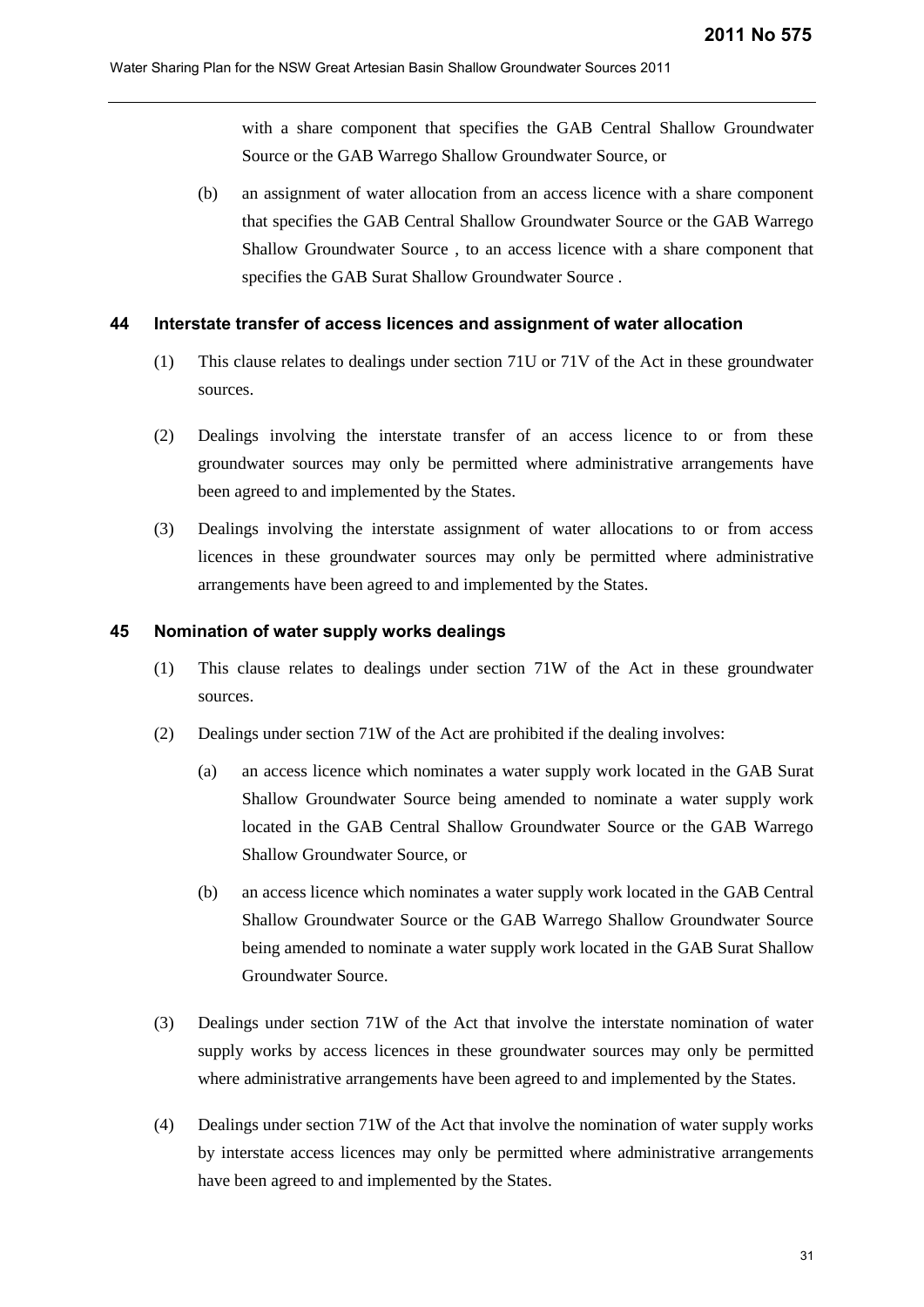with a share component that specifies the GAB Central Shallow Groundwater Source or the GAB Warrego Shallow Groundwater Source, or

(b) an assignment of water allocation from an access licence with a share component that specifies the GAB Central Shallow Groundwater Source or the GAB Warrego Shallow Groundwater Source , to an access licence with a share component that specifies the GAB Surat Shallow Groundwater Source .

### 44 Interstate transfer of access licences and assignment of water allocation

(1) This clause relates to dealings under section 71U or 71V of the Act in these groundwater sources.

(2) Dealings involving the interstate transfer of an access licence to or from these groundwater sources may only be permitted where administrative arrangements have been agreed to and implemented by the States.

(3) Dealings involving the interstate assignment of water allocations to or from access licences in these groundwater sources may only be permitted where administrative arrangements have been agreed to and implemented by the States.

### 45 Nomination of water supply works dealings

(1) This clause relates to dealings under section 71W of the Act in these groundwater sources.

(2) Dealings under section 71W of the Act are prohibited if the dealing involves:

(a) an access licence which nominates a water supply work located in the GAB Surat Shallow Groundwater Source being amended to nominate a water supply work located in the GAB Central Shallow Groundwater Source or the GAB Warrego Shallow Groundwater Source, or

(b) an access licence which nominates a water supply work located in the GAB Central Shallow Groundwater Source or the GAB Warrego Shallow Groundwater Source being amended to nominate a water supply work located in the GAB Surat Shallow Groundwater Source.

(3) Dealings under section 71W of the Act that involve the interstate nomination of water supply works by access licences in these groundwater sources may only be permitted where administrative arrangements have been agreed to and implemented by the States.

(4) Dealings under section 71W of the Act that involve the nomination of water supply works by interstate access licences may only be permitted where administrative arrangements have been agreed to and implemented by the States.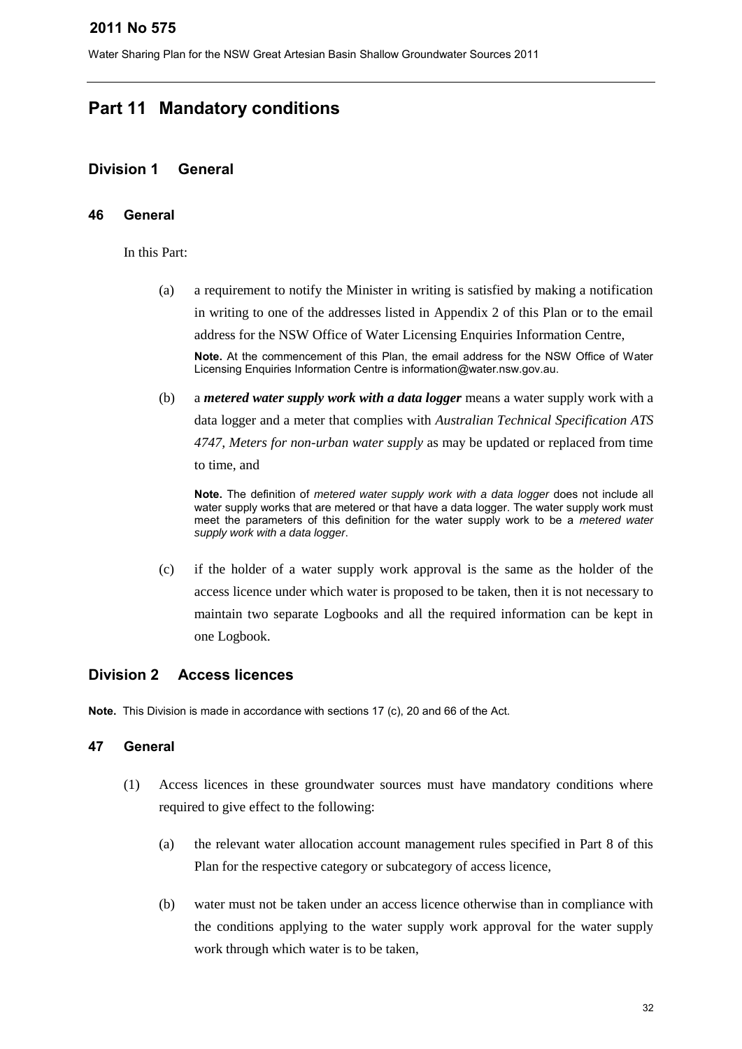# Part 11 Mandatory conditions

## Division 1 General

### 46 General

In this Part:

(a) a requirement to notify the Minister in writing is satisfied by making a notification in writing to one of the addresses listed in Appendix 2 of this Plan or to the email address for the NSW Office of Water Licensing Enquiries Information Centre,

**Note.** At the commencement of this Plan, the email address for the NSW Office of Water Licensing Enquiries Information Centre is information@water.nsw.gov.au.

(b) a ***metered water supply work with a data logger*** means a water supply work with a data logger and a meter that complies with *Australian Technical Specification ATS 4747, Meters for non-urban water supply* as may be updated or replaced from time to time, and

**Note.** The definition of *metered water supply work with a data logger* does not include all water supply works that are metered or that have a data logger. The water supply work must meet the parameters of this definition for the water supply work to be a *metered water supply work with a data logger*.

(c) if the holder of a water supply work approval is the same as the holder of the access licence under which water is proposed to be taken, then it is not necessary to maintain two separate Logbooks and all the required information can be kept in one Logbook.

## Division 2 Access licences

**Note.** This Division is made in accordance with sections 17 (c), 20 and 66 of the Act.

### 47 General

(1) Access licences in these groundwater sources must have mandatory conditions where required to give effect to the following:

(a) the relevant water allocation account management rules specified in Part 8 of this Plan for the respective category or subcategory of access licence,

(b) water must not be taken under an access licence otherwise than in compliance with the conditions applying to the water supply work approval for the water supply work through which water is to be taken,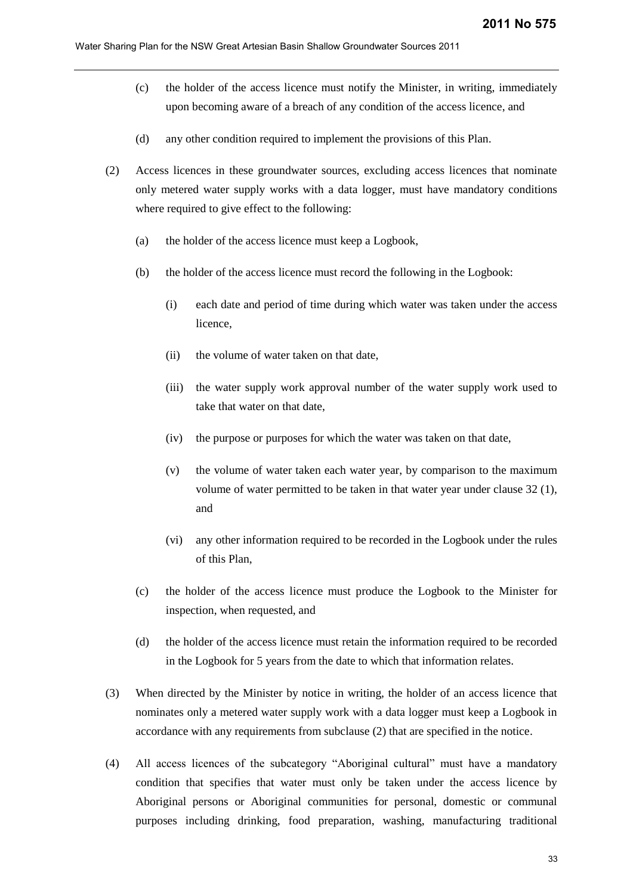(c) the holder of the access licence must notify the Minister, in writing, immediately upon becoming aware of a breach of any condition of the access licence, and

(d) any other condition required to implement the provisions of this Plan.

(2) Access licences in these groundwater sources, excluding access licences that nominate only metered water supply works with a data logger, must have mandatory conditions where required to give effect to the following:

(a) the holder of the access licence must keep a Logbook,

(b) the holder of the access licence must record the following in the Logbook:

(i) each date and period of time during which water was taken under the access licence,

(ii) the volume of water taken on that date,

(iii) the water supply work approval number of the water supply work used to take that water on that date,

(iv) the purpose or purposes for which the water was taken on that date,

(v) the volume of water taken each water year, by comparison to the maximum volume of water permitted to be taken in that water year under clause 32 (1), and

(vi) any other information required to be recorded in the Logbook under the rules of this Plan,

(c) the holder of the access licence must produce the Logbook to the Minister for inspection, when requested, and

(d) the holder of the access licence must retain the information required to be recorded in the Logbook for 5 years from the date to which that information relates.

(3) When directed by the Minister by notice in writing, the holder of an access licence that nominates only a metered water supply work with a data logger must keep a Logbook in accordance with any requirements from subclause (2) that are specified in the notice.

(4) All access licences of the subcategory "Aboriginal cultural" must have a mandatory condition that specifies that water must only be taken under the access licence by Aboriginal persons or Aboriginal communities for personal, domestic or communal purposes including drinking, food preparation, washing, manufacturing traditional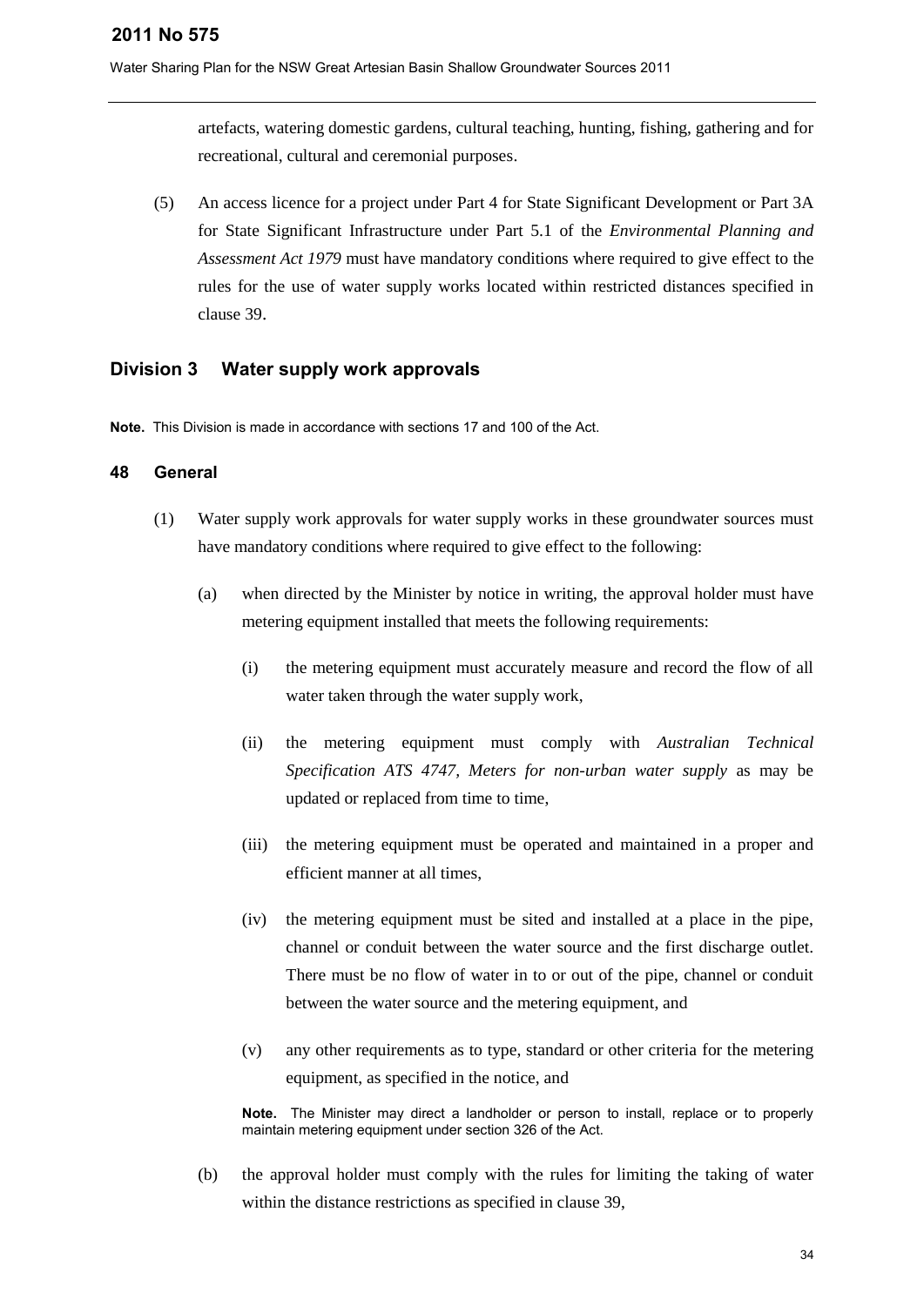artefacts, watering domestic gardens, cultural teaching, hunting, fishing, gathering and for recreational, cultural and ceremonial purposes.

(5) An access licence for a project under Part 4 for State Significant Development or Part 3A for State Significant Infrastructure under Part 5.1 of the *Environmental Planning and Assessment Act 1979* must have mandatory conditions where required to give effect to the rules for the use of water supply works located within restricted distances specified in clause 39.

## Division 3 Water supply work approvals

**Note.** This Division is made in accordance with sections 17 and 100 of the Act.

### 48 General

(1) Water supply work approvals for water supply works in these groundwater sources must have mandatory conditions where required to give effect to the following:

(a) when directed by the Minister by notice in writing, the approval holder must have metering equipment installed that meets the following requirements:

(i) the metering equipment must accurately measure and record the flow of all water taken through the water supply work,

(ii) the metering equipment must comply with *Australian Technical Specification ATS 4747, Meters for non-urban water supply* as may be updated or replaced from time to time,

(iii) the metering equipment must be operated and maintained in a proper and efficient manner at all times,

(iv) the metering equipment must be sited and installed at a place in the pipe, channel or conduit between the water source and the first discharge outlet. There must be no flow of water in to or out of the pipe, channel or conduit between the water source and the metering equipment, and

(v) any other requirements as to type, standard or other criteria for the metering equipment, as specified in the notice, and

**Note.** The Minister may direct a landholder or person to install, replace or to properly maintain metering equipment under section 326 of the Act.

(b) the approval holder must comply with the rules for limiting the taking of water within the distance restrictions as specified in clause 39,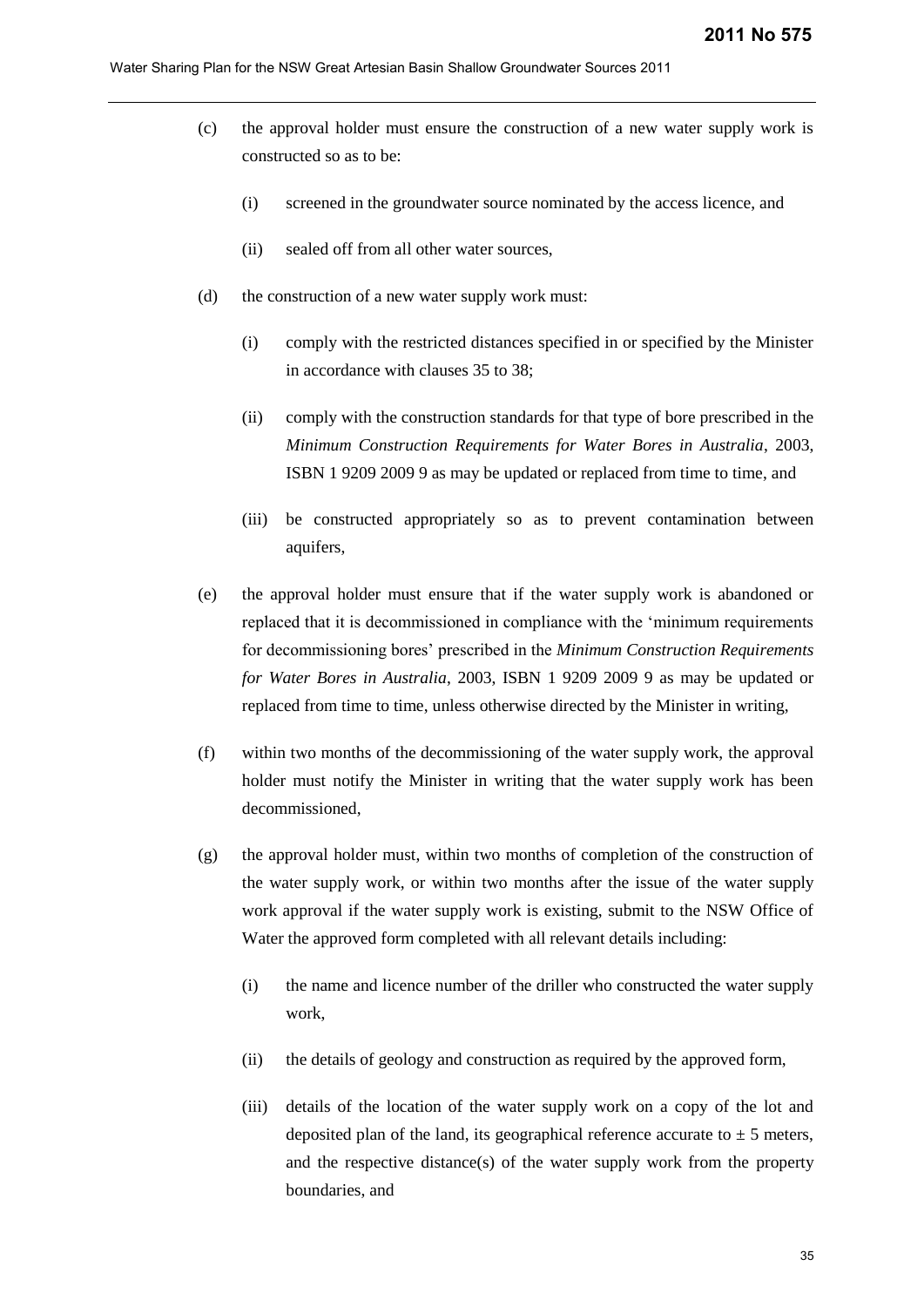(c) the approval holder must ensure the construction of a new water supply work is constructed so as to be:

   (i) screened in the groundwater source nominated by the access licence, and

   (ii) sealed off from all other water sources,

(d) the construction of a new water supply work must:

   (i) comply with the restricted distances specified in or specified by the Minister in accordance with clauses 35 to 38;

   (ii) comply with the construction standards for that type of bore prescribed in the *Minimum Construction Requirements for Water Bores in Australia*, 2003, ISBN 1 9209 2009 9 as may be updated or replaced from time to time, and

   (iii) be constructed appropriately so as to prevent contamination between aquifers,

(e) the approval holder must ensure that if the water supply work is abandoned or replaced that it is decommissioned in compliance with the 'minimum requirements for decommissioning bores' prescribed in the *Minimum Construction Requirements for Water Bores in Australia*, 2003, ISBN 1 9209 2009 9 as may be updated or replaced from time to time, unless otherwise directed by the Minister in writing,

(f) within two months of the decommissioning of the water supply work, the approval holder must notify the Minister in writing that the water supply work has been decommissioned,

(g) the approval holder must, within two months of completion of the construction of the water supply work, or within two months after the issue of the water supply work approval if the water supply work is existing, submit to the NSW Office of Water the approved form completed with all relevant details including:

   (i) the name and licence number of the driller who constructed the water supply work,

   (ii) the details of geology and construction as required by the approved form,

   (iii) details of the location of the water supply work on a copy of the lot and deposited plan of the land, its geographical reference accurate to $\pm$ 5 meters, and the respective distance(s) of the water supply work from the property boundaries, and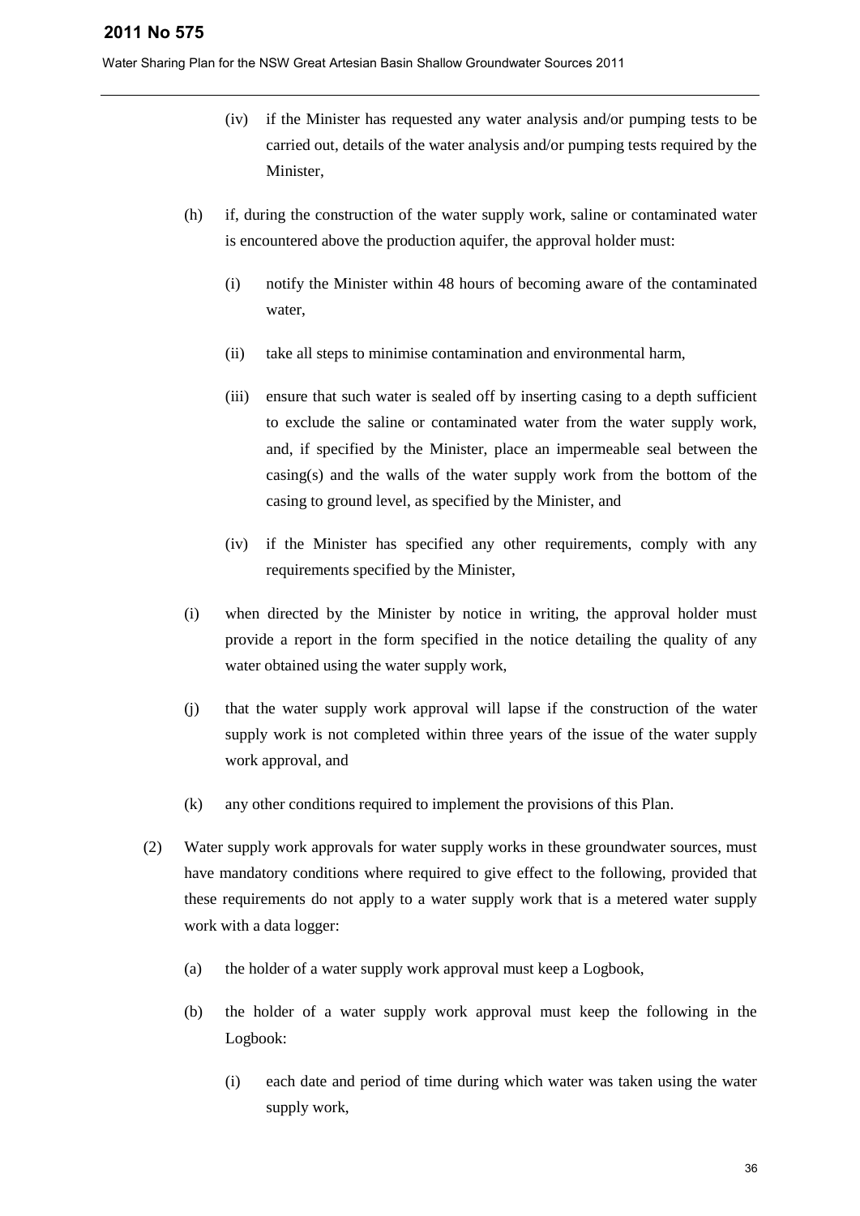(iv) if the Minister has requested any water analysis and/or pumping tests to be carried out, details of the water analysis and/or pumping tests required by the Minister,

(h) if, during the construction of the water supply work, saline or contaminated water is encountered above the production aquifer, the approval holder must:

(i) notify the Minister within 48 hours of becoming aware of the contaminated water,

(ii) take all steps to minimise contamination and environmental harm,

(iii) ensure that such water is sealed off by inserting casing to a depth sufficient to exclude the saline or contaminated water from the water supply work, and, if specified by the Minister, place an impermeable seal between the casing(s) and the walls of the water supply work from the bottom of the casing to ground level, as specified by the Minister, and

(iv) if the Minister has specified any other requirements, comply with any requirements specified by the Minister,

(i) when directed by the Minister by notice in writing, the approval holder must provide a report in the form specified in the notice detailing the quality of any water obtained using the water supply work,

(j) that the water supply work approval will lapse if the construction of the water supply work is not completed within three years of the issue of the water supply work approval, and

(k) any other conditions required to implement the provisions of this Plan.

(2) Water supply work approvals for water supply works in these groundwater sources, must have mandatory conditions where required to give effect to the following, provided that these requirements do not apply to a water supply work that is a metered water supply work with a data logger:

(a) the holder of a water supply work approval must keep a Logbook,

(b) the holder of a water supply work approval must keep the following in the Logbook:

(i) each date and period of time during which water was taken using the water supply work,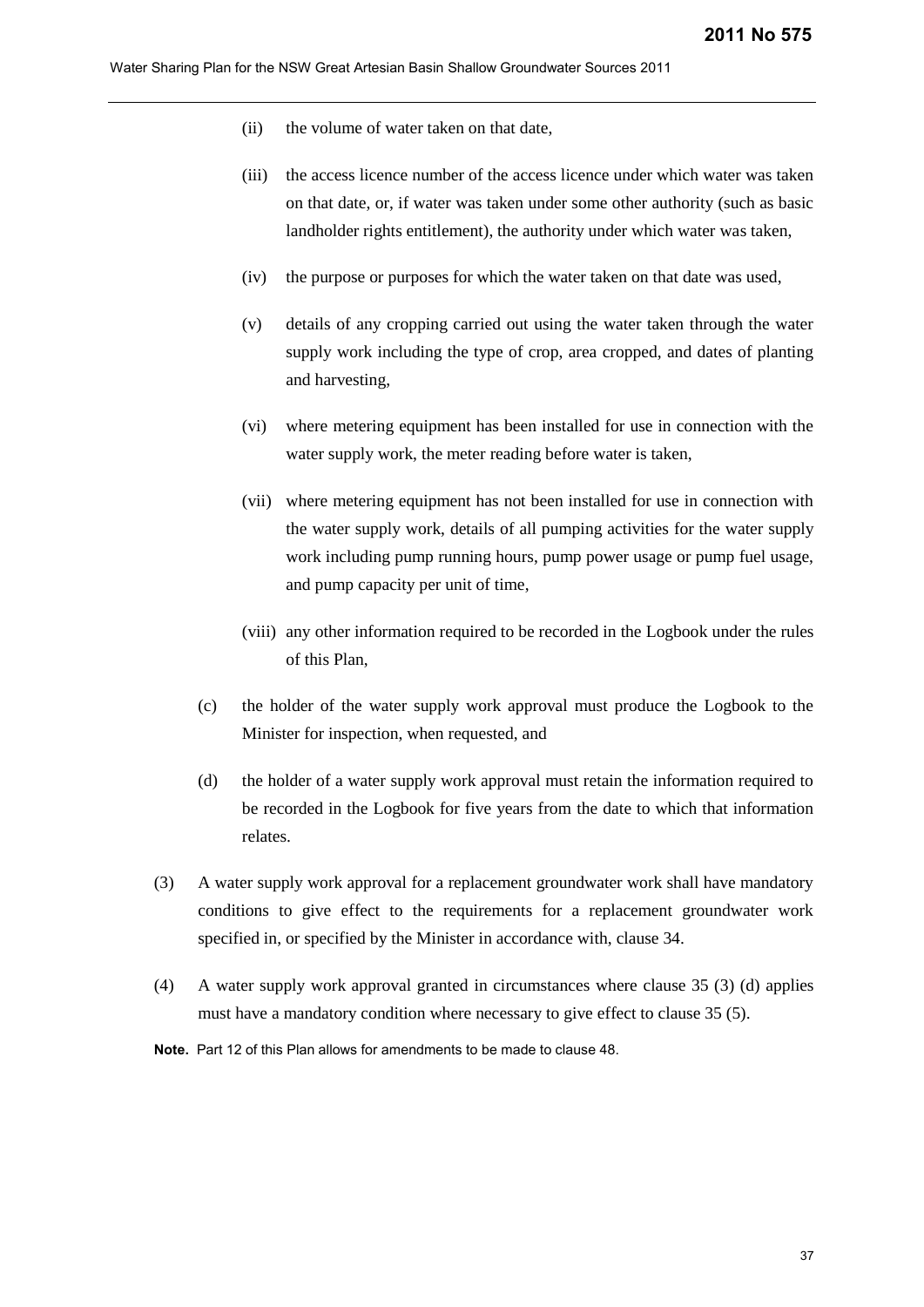(ii) the volume of water taken on that date,

(iii) the access licence number of the access licence under which water was taken on that date, or, if water was taken under some other authority (such as basic landholder rights entitlement), the authority under which water was taken,

(iv) the purpose or purposes for which the water taken on that date was used,

(v) details of any cropping carried out using the water taken through the water supply work including the type of crop, area cropped, and dates of planting and harvesting,

(vi) where metering equipment has been installed for use in connection with the water supply work, the meter reading before water is taken,

(vii) where metering equipment has not been installed for use in connection with the water supply work, details of all pumping activities for the water supply work including pump running hours, pump power usage or pump fuel usage, and pump capacity per unit of time,

(viii) any other information required to be recorded in the Logbook under the rules of this Plan,

(c) the holder of the water supply work approval must produce the Logbook to the Minister for inspection, when requested, and

(d) the holder of a water supply work approval must retain the information required to be recorded in the Logbook for five years from the date to which that information relates.

(3) A water supply work approval for a replacement groundwater work shall have mandatory conditions to give effect to the requirements for a replacement groundwater work specified in, or specified by the Minister in accordance with, clause 34.

(4) A water supply work approval granted in circumstances where clause 35 (3) (d) applies must have a mandatory condition where necessary to give effect to clause 35 (5).

**Note.** Part 12 of this Plan allows for amendments to be made to clause 48.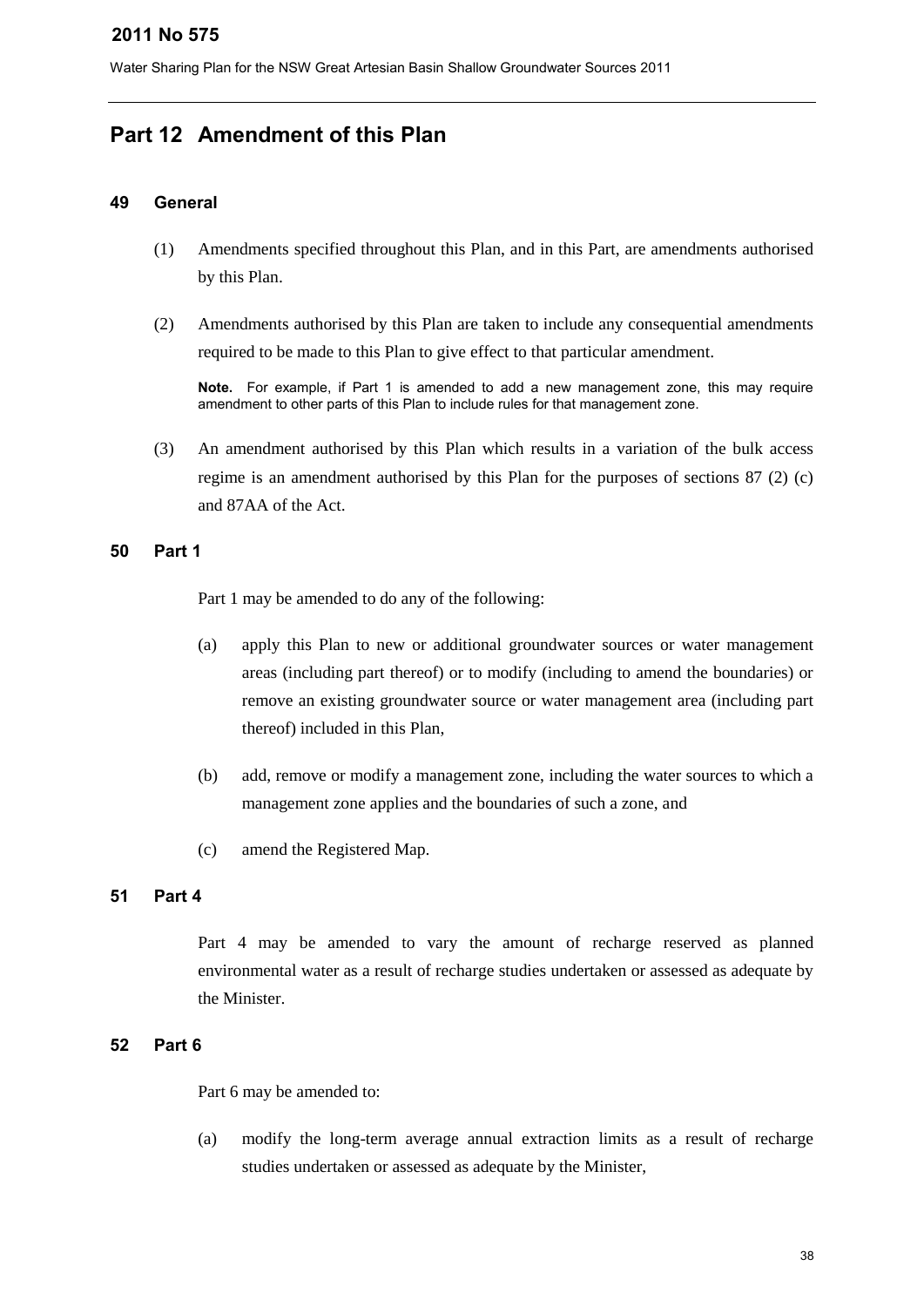# Part 12 Amendment of this Plan

## 49 General

(1) Amendments specified throughout this Plan, and in this Part, are amendments authorised by this Plan.

(2) Amendments authorised by this Plan are taken to include any consequential amendments required to be made to this Plan to give effect to that particular amendment.

**Note.** For example, if Part 1 is amended to add a new management zone, this may require amendment to other parts of this Plan to include rules for that management zone.

(3) An amendment authorised by this Plan which results in a variation of the bulk access regime is an amendment authorised by this Plan for the purposes of sections 87 (2) (c) and 87AA of the Act.

## 50 Part 1

Part 1 may be amended to do any of the following:

(a) apply this Plan to new or additional groundwater sources or water management areas (including part thereof) or to modify (including to amend the boundaries) or remove an existing groundwater source or water management area (including part thereof) included in this Plan,

(b) add, remove or modify a management zone, including the water sources to which a management zone applies and the boundaries of such a zone, and

(c) amend the Registered Map.

## 51 Part 4

Part 4 may be amended to vary the amount of recharge reserved as planned environmental water as a result of recharge studies undertaken or assessed as adequate by the Minister.

## 52 Part 6

Part 6 may be amended to:

(a) modify the long-term average annual extraction limits as a result of recharge studies undertaken or assessed as adequate by the Minister,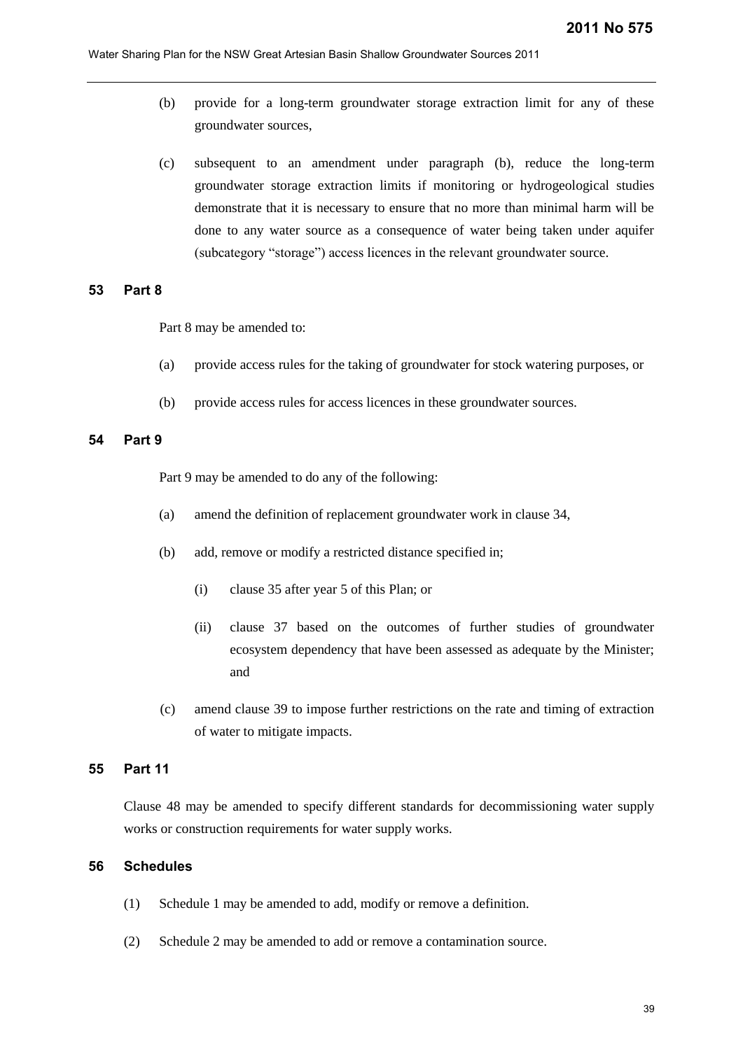(b) provide for a long-term groundwater storage extraction limit for any of these groundwater sources,

(c) subsequent to an amendment under paragraph (b), reduce the long-term groundwater storage extraction limits if monitoring or hydrogeological studies demonstrate that it is necessary to ensure that no more than minimal harm will be done to any water source as a consequence of water being taken under aquifer (subcategory "storage") access licences in the relevant groundwater source.

### 53 Part 8

Part 8 may be amended to:

(a) provide access rules for the taking of groundwater for stock watering purposes, or

(b) provide access rules for access licences in these groundwater sources.

### 54 Part 9

Part 9 may be amended to do any of the following:

(a) amend the definition of replacement groundwater work in clause 34,

(b) add, remove or modify a restricted distance specified in;

(i) clause 35 after year 5 of this Plan; or

(ii) clause 37 based on the outcomes of further studies of groundwater ecosystem dependency that have been assessed as adequate by the Minister; and

(c) amend clause 39 to impose further restrictions on the rate and timing of extraction of water to mitigate impacts.

### 55 Part 11

Clause 48 may be amended to specify different standards for decommissioning water supply works or construction requirements for water supply works.

### 56 Schedules

(1) Schedule 1 may be amended to add, modify or remove a definition.

(2) Schedule 2 may be amended to add or remove a contamination source.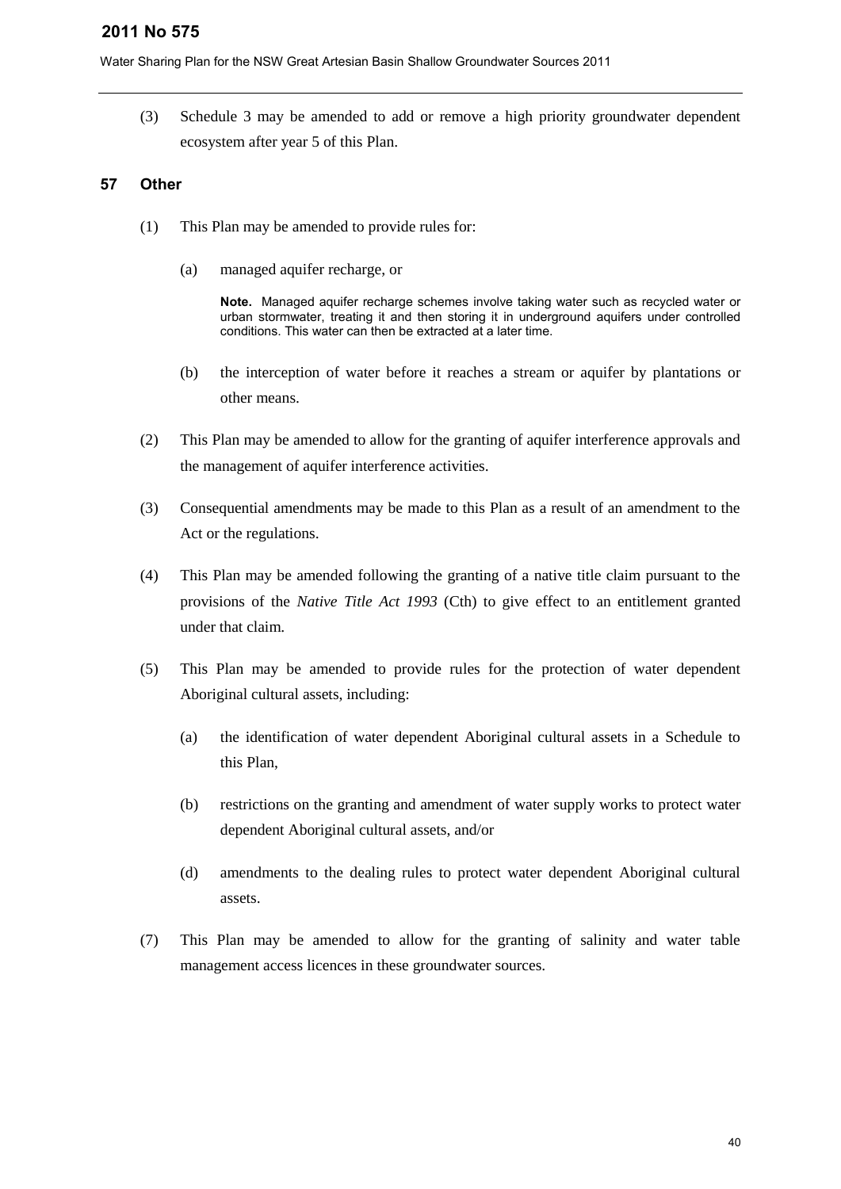(3) Schedule 3 may be amended to add or remove a high priority groundwater dependent ecosystem after year 5 of this Plan.

### 57 Other

(1) This Plan may be amended to provide rules for:

(a) managed aquifer recharge, or

**Note.** Managed aquifer recharge schemes involve taking water such as recycled water or urban stormwater, treating it and then storing it in underground aquifers under controlled conditions. This water can then be extracted at a later time.

(b) the interception of water before it reaches a stream or aquifer by plantations or other means.

(2) This Plan may be amended to allow for the granting of aquifer interference approvals and the management of aquifer interference activities.

(3) Consequential amendments may be made to this Plan as a result of an amendment to the Act or the regulations.

(4) This Plan may be amended following the granting of a native title claim pursuant to the provisions of the *Native Title Act 1993* (Cth) to give effect to an entitlement granted under that claim.

(5) This Plan may be amended to provide rules for the protection of water dependent Aboriginal cultural assets, including:

(a) the identification of water dependent Aboriginal cultural assets in a Schedule to this Plan,

(b) restrictions on the granting and amendment of water supply works to protect water dependent Aboriginal cultural assets, and/or

(d) amendments to the dealing rules to protect water dependent Aboriginal cultural assets.

(7) This Plan may be amended to allow for the granting of salinity and water table management access licences in these groundwater sources.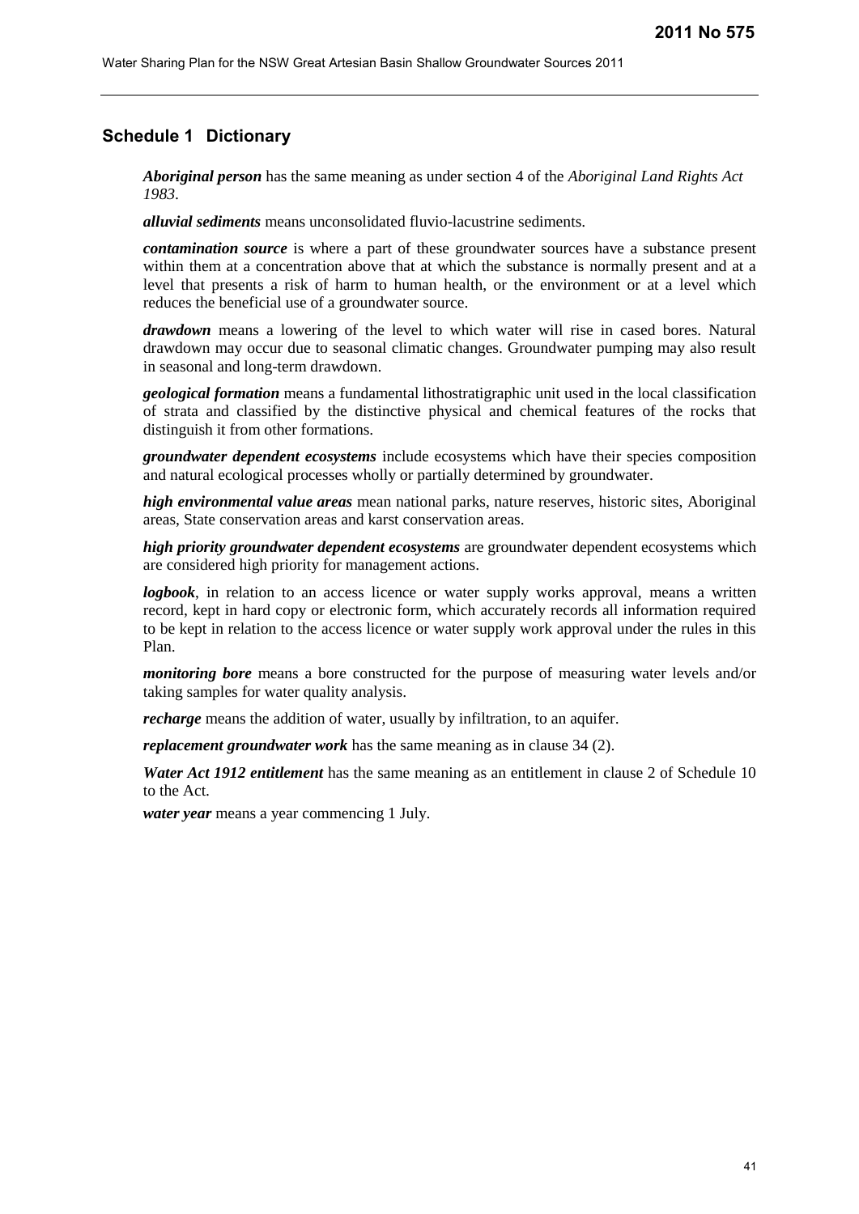## Schedule 1 Dictionary

***Aboriginal person*** has the same meaning as under section 4 of the *Aboriginal Land Rights Act 1983*.

***alluvial sediments*** means unconsolidated fluvio-lacustrine sediments.

***contamination source*** is where a part of these groundwater sources have a substance present within them at a concentration above that at which the substance is normally present and at a level that presents a risk of harm to human health, or the environment or at a level which reduces the beneficial use of a groundwater source.

***drawdown*** means a lowering of the level to which water will rise in cased bores. Natural drawdown may occur due to seasonal climatic changes. Groundwater pumping may also result in seasonal and long-term drawdown.

***geological formation*** means a fundamental lithostratigraphic unit used in the local classification of strata and classified by the distinctive physical and chemical features of the rocks that distinguish it from other formations.

***groundwater dependent ecosystems*** include ecosystems which have their species composition and natural ecological processes wholly or partially determined by groundwater.

***high environmental value areas*** mean national parks, nature reserves, historic sites, Aboriginal areas, State conservation areas and karst conservation areas.

***high priority groundwater dependent ecosystems*** are groundwater dependent ecosystems which are considered high priority for management actions.

***logbook***, in relation to an access licence or water supply works approval, means a written record, kept in hard copy or electronic form, which accurately records all information required to be kept in relation to the access licence or water supply work approval under the rules in this Plan.

***monitoring bore*** means a bore constructed for the purpose of measuring water levels and/or taking samples for water quality analysis.

***recharge*** means the addition of water, usually by infiltration, to an aquifer.

***replacement groundwater work*** has the same meaning as in clause 34 (2).

***Water Act 1912 entitlement*** has the same meaning as an entitlement in clause 2 of Schedule 10 to the Act.

***water year*** means a year commencing 1 July.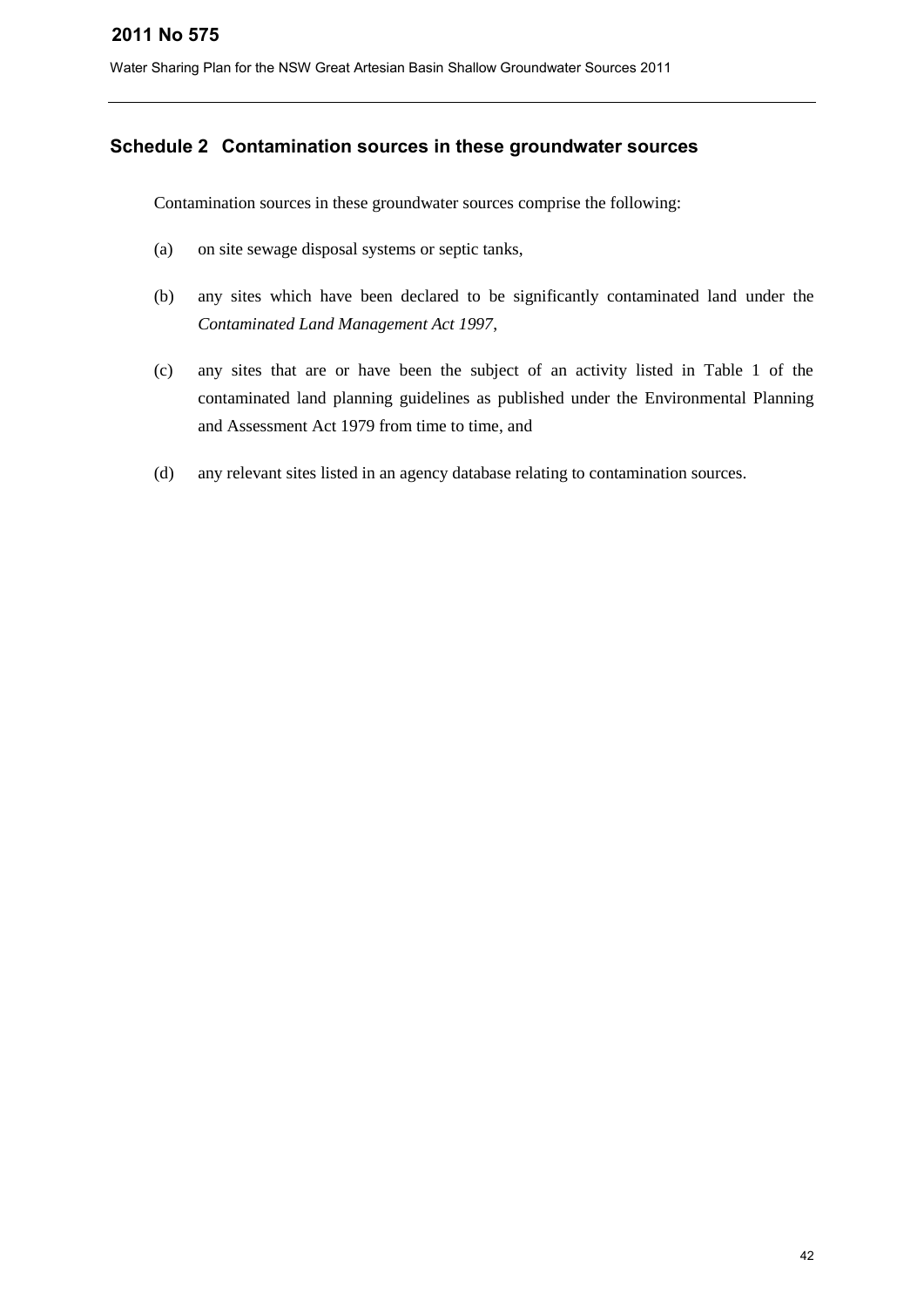## Schedule 2 Contamination sources in these groundwater sources

Contamination sources in these groundwater sources comprise the following:

(a) on site sewage disposal systems or septic tanks,

(b) any sites which have been declared to be significantly contaminated land under the *Contaminated Land Management Act 1997*,

(c) any sites that are or have been the subject of an activity listed in Table 1 of the contaminated land planning guidelines as published under the Environmental Planning and Assessment Act 1979 from time to time, and

(d) any relevant sites listed in an agency database relating to contamination sources.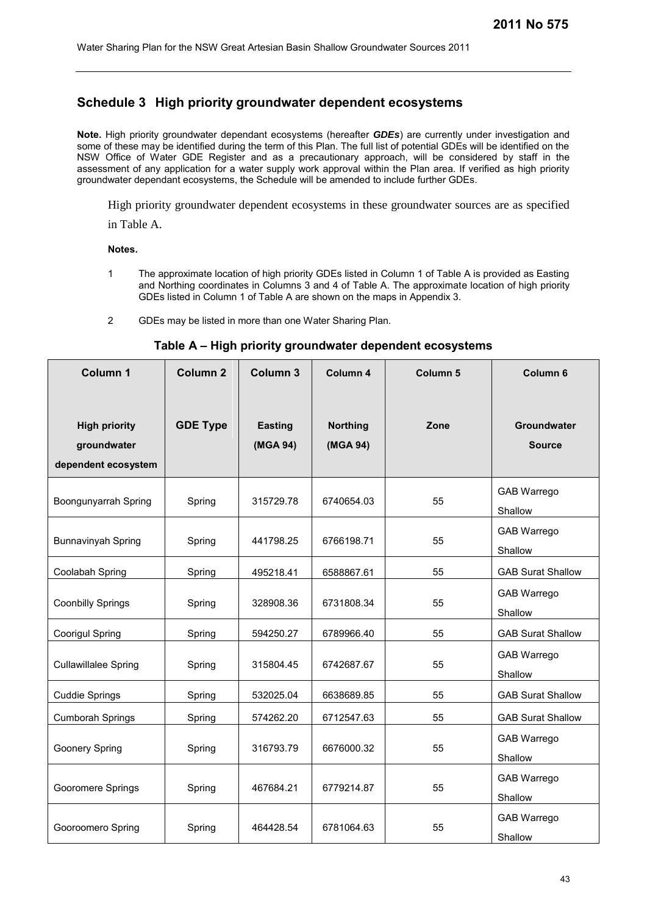## Schedule 3 High priority groundwater dependent ecosystems

**Note.** High priority groundwater dependant ecosystems (hereafter ***GDEs***) are currently under investigation and some of these may be identified during the term of this Plan. The full list of potential GDEs will be identified on the NSW Office of Water GDE Register and as a precautionary approach, will be considered by staff in the assessment of any application for a water supply work approval within the Plan area. If verified as high priority groundwater dependant ecosystems, the Schedule will be amended to include further GDEs.

High priority groundwater dependent ecosystems in these groundwater sources are as specified in Table A.

**Notes.**

1 The approximate location of high priority GDEs listed in Column 1 of Table A is provided as Easting and Northing coordinates in Columns 3 and 4 of Table A. The approximate location of high priority GDEs listed in Column 1 of Table A are shown on the maps in Appendix 3.

2 GDEs may be listed in more than one Water Sharing Plan.

**Table A – High priority groundwater dependent ecosystems**

| Column 1 High priority groundwater dependent ecosystem | Column 2 GDE Type | Column 3 Easting (MGA 94) | Column 4 Northing (MGA 94) | Column 5 Zone | Column 6 Groundwater Source |
|---|---|---|---|---|---|
| Boongunyarrah Spring | Spring | 315729.78 | 6740654.03 | 55 | GAB Warrego Shallow |
| Bunnavinyah Spring | Spring | 441798.25 | 6766198.71 | 55 | GAB Warrego Shallow |
| Coolabah Spring | Spring | 495218.41 | 6588867.61 | 55 | GAB Surat Shallow |
| Coonbilly Springs | Spring | 328908.36 | 6731808.34 | 55 | GAB Warrego Shallow |
| Coorigul Spring | Spring | 594250.27 | 6789966.40 | 55 | GAB Surat Shallow |
| Cullawillalee Spring | Spring | 315804.45 | 6742687.67 | 55 | GAB Warrego Shallow |
| Cuddie Springs | Spring | 532025.04 | 6638689.85 | 55 | GAB Surat Shallow |
| Cumborah Springs | Spring | 574262.20 | 6712547.63 | 55 | GAB Surat Shallow |
| Goonery Spring | Spring | 316793.79 | 6676000.32 | 55 | GAB Warrego Shallow |
| Gooromere Springs | Spring | 467684.21 | 6779214.87 | 55 | GAB Warrego Shallow |
| Gooroomero Spring | Spring | 464428.54 | 6781064.63 | 55 | GAB Warrego Shallow |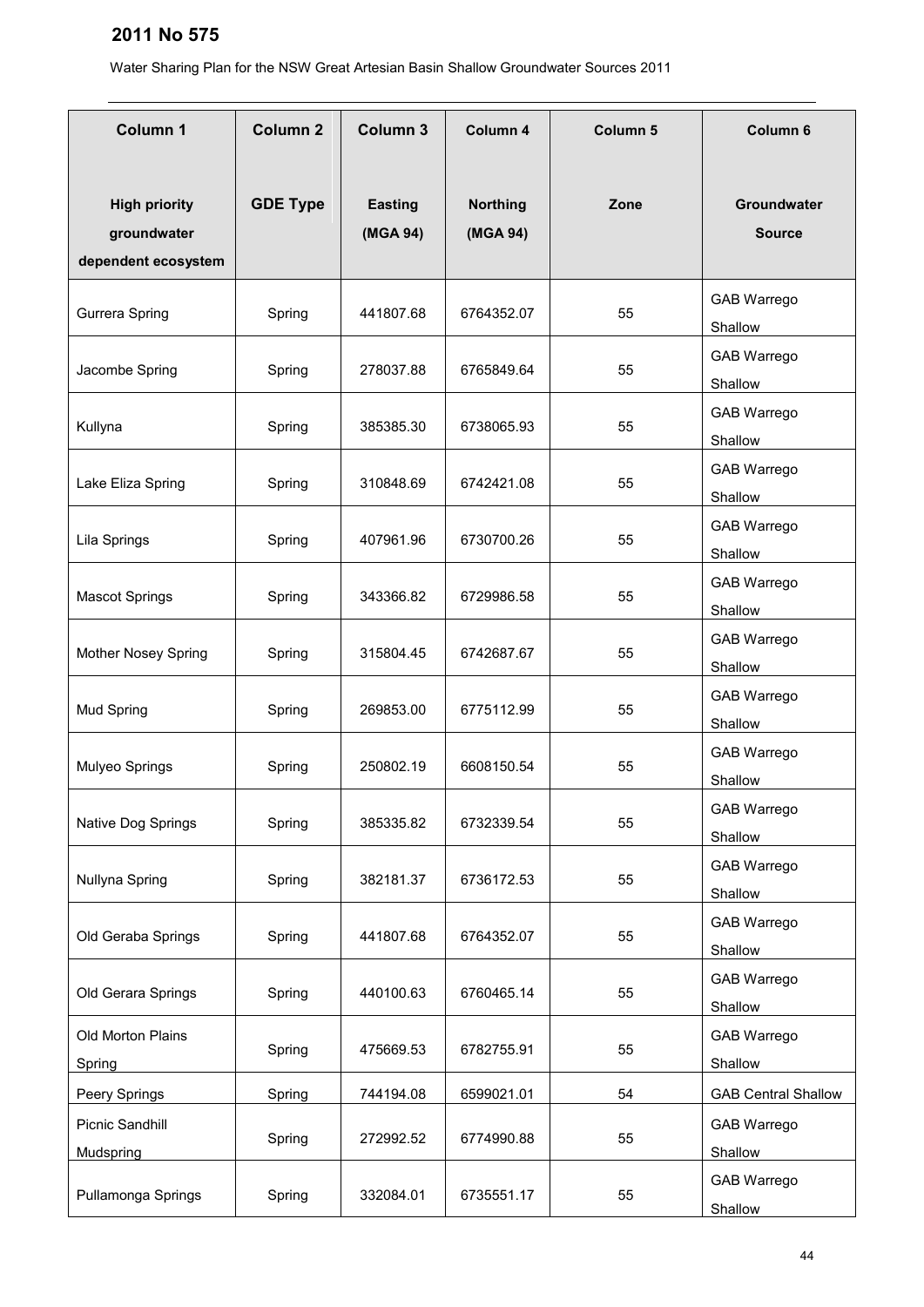| Column 1<br><br>High priority groundwater dependent ecosystem | Column 2<br><br>GDE Type | Column 3<br><br>Easting (MGA 94) | Column 4<br><br>Northing (MGA 94) | Column 5<br><br>Zone | Column 6<br><br>Groundwater Source |
|---|---|---|---|---|---|
| Gurrera Spring | Spring | 441807.68 | 6764352.07 | 55 | GAB Warrego Shallow |
| Jacombe Spring | Spring | 278037.88 | 6765849.64 | 55 | GAB Warrego Shallow |
| Kullyna | Spring | 385385.30 | 6738065.93 | 55 | GAB Warrego Shallow |
| Lake Eliza Spring | Spring | 310848.69 | 6742421.08 | 55 | GAB Warrego Shallow |
| Lila Springs | Spring | 407961.96 | 6730700.26 | 55 | GAB Warrego Shallow |
| Mascot Springs | Spring | 343366.82 | 6729986.58 | 55 | GAB Warrego Shallow |
| Mother Nosey Spring | Spring | 315804.45 | 6742687.67 | 55 | GAB Warrego Shallow |
| Mud Spring | Spring | 269853.00 | 6775112.99 | 55 | GAB Warrego Shallow |
| Mulyeo Springs | Spring | 250802.19 | 6608150.54 | 55 | GAB Warrego Shallow |
| Native Dog Springs | Spring | 385335.82 | 6732339.54 | 55 | GAB Warrego Shallow |
| Nullyna Spring | Spring | 382181.37 | 6736172.53 | 55 | GAB Warrego Shallow |
| Old Geraba Springs | Spring | 441807.68 | 6764352.07 | 55 | GAB Warrego Shallow |
| Old Gerara Springs | Spring | 440100.63 | 6760465.14 | 55 | GAB Warrego Shallow |
| Old Morton Plains Spring | Spring | 475669.53 | 6782755.91 | 55 | GAB Warrego Shallow |
| Peery Springs | Spring | 744194.08 | 6599021.01 | 54 | GAB Central Shallow |
| Picnic Sandhill Mudspring | Spring | 272992.52 | 6774990.88 | 55 | GAB Warrego Shallow |
| Pullamonga Springs | Spring | 332084.01 | 6735551.17 | 55 | GAB Warrego Shallow |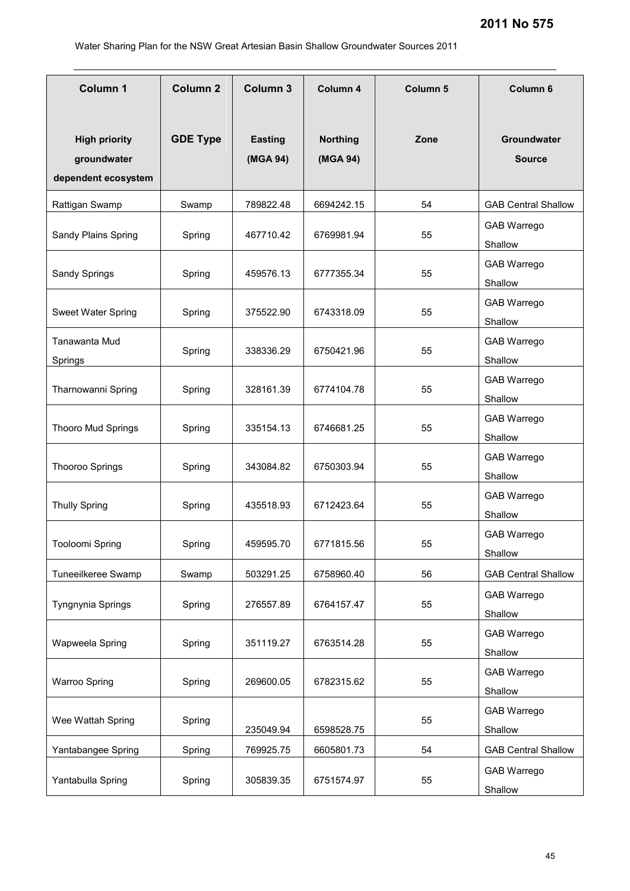| Column 1 High priority groundwater dependent ecosystem | Column 2 GDE Type | Column 3 Easting (MGA 94) | Column 4 Northing (MGA 94) | Column 5 Zone | Column 6 Groundwater Source |
|---|---|---|---|---|---|
| Rattigan Swamp | Swamp | 789822.48 | 6694242.15 | 54 | GAB Central Shallow |
| Sandy Plains Spring | Spring | 467710.42 | 6769981.94 | 55 | GAB Warrego Shallow |
| Sandy Springs | Spring | 459576.13 | 6777355.34 | 55 | GAB Warrego Shallow |
| Sweet Water Spring | Spring | 375522.90 | 6743318.09 | 55 | GAB Warrego Shallow |
| Tanawanta Mud Springs | Spring | 338336.29 | 6750421.96 | 55 | GAB Warrego Shallow |
| Tharnowanni Spring | Spring | 328161.39 | 6774104.78 | 55 | GAB Warrego Shallow |
| Thooro Mud Springs | Spring | 335154.13 | 6746681.25 | 55 | GAB Warrego Shallow |
| Thooroo Springs | Spring | 343084.82 | 6750303.94 | 55 | GAB Warrego Shallow |
| Thully Spring | Spring | 435518.93 | 6712423.64 | 55 | GAB Warrego Shallow |
| Tooloomi Spring | Spring | 459595.70 | 6771815.56 | 55 | GAB Warrego Shallow |
| Tuneeilkeree Swamp | Swamp | 503291.25 | 6758960.40 | 56 | GAB Central Shallow |
| Tyngnynia Springs | Spring | 276557.89 | 6764157.47 | 55 | GAB Warrego Shallow |
| Wapweela Spring | Spring | 351119.27 | 6763514.28 | 55 | GAB Warrego Shallow |
| Warroo Spring | Spring | 269600.05 | 6782315.62 | 55 | GAB Warrego Shallow |
| Wee Wattah Spring | Spring | 235049.94 | 6598528.75 | 55 | GAB Warrego Shallow |
| Yantabangee Spring | Spring | 769925.75 | 6605801.73 | 54 | GAB Central Shallow |
| Yantabulla Spring | Spring | 305839.35 | 6751574.97 | 55 | GAB Warrego Shallow |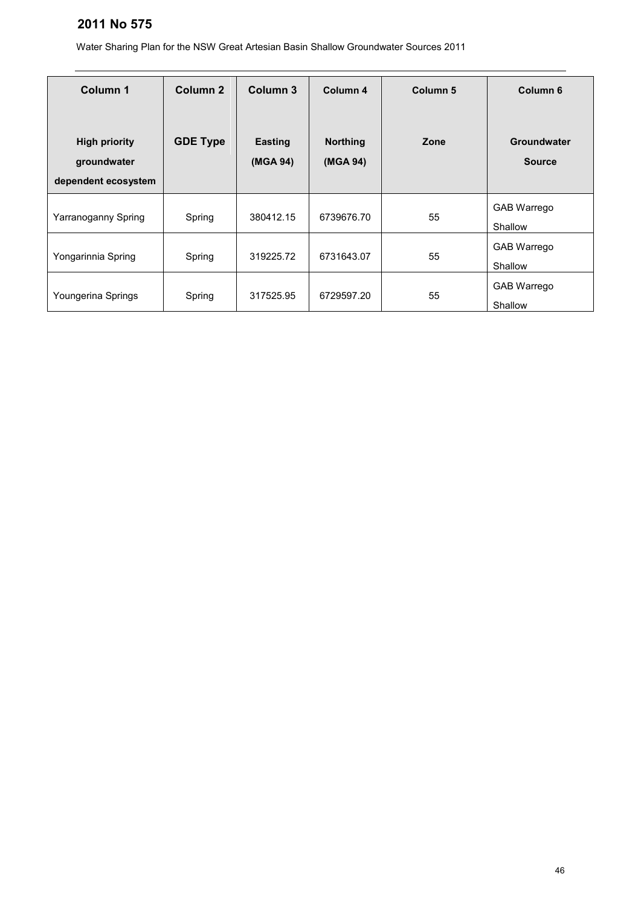| Column 1<br><br>High priority groundwater dependent ecosystem | Column 2<br><br>GDE Type | Column 3<br><br>Easting (MGA 94) | Column 4<br><br>Northing (MGA 94) | Column 5<br><br>Zone | Column 6<br><br>Groundwater Source |
|---|---|---|---|---|---|
| Yarranoganny Spring | Spring | 380412.15 | 6739676.70 | 55 | GAB Warrego Shallow |
| Yongarinnia Spring | Spring | 319225.72 | 6731643.07 | 55 | GAB Warrego Shallow |
| Youngerina Springs | Spring | 317525.95 | 6729597.20 | 55 | GAB Warrego Shallow |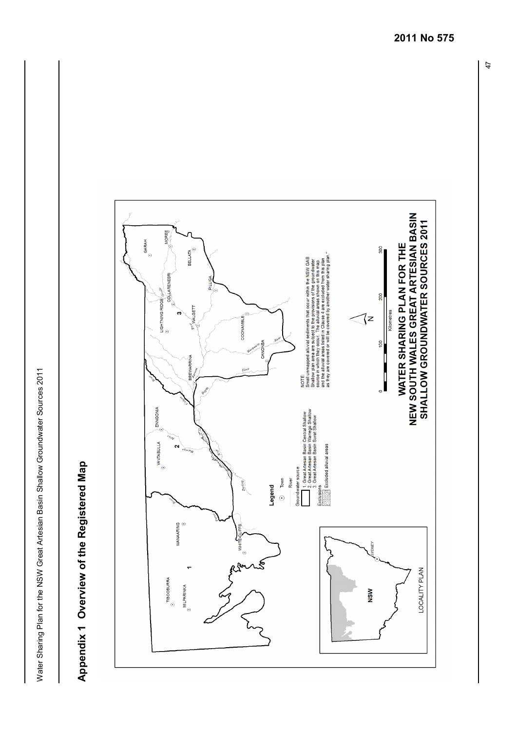## Appendix 1 Overview of the Registered Map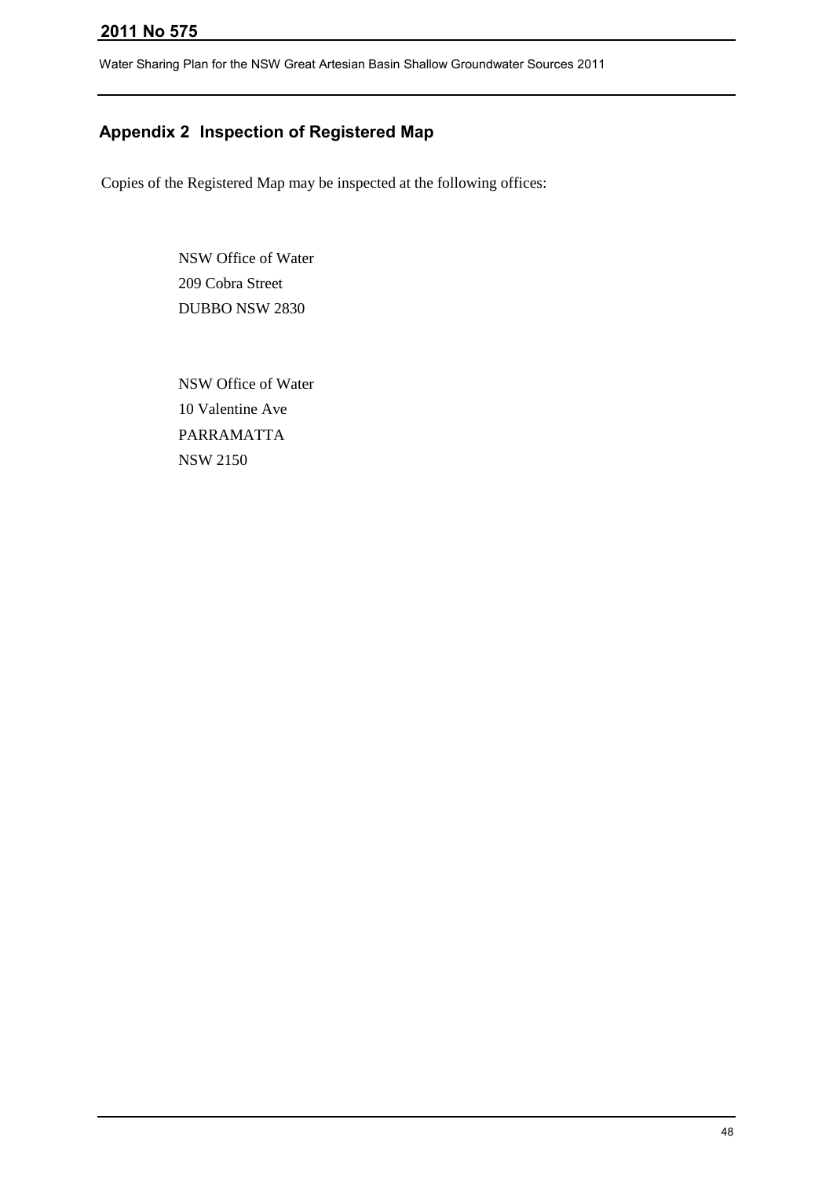## Appendix 2 Inspection of Registered Map

Copies of the Registered Map may be inspected at the following offices:

NSW Office of Water
209 Cobra Street
DUBBO NSW 2830

NSW Office of Water
10 Valentine Ave
PARRAMATTA
NSW 2150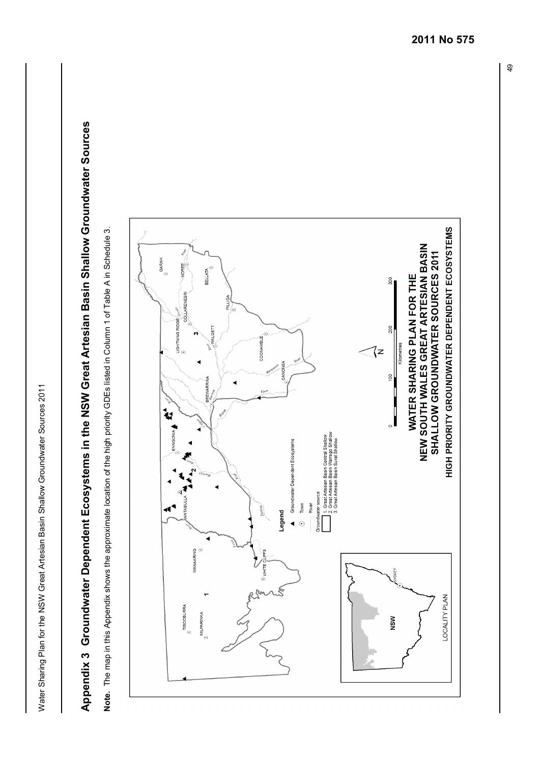# Appendix 3 Groundwater Dependent Ecosystems in the NSW Great Artesian Basin Shallow Groundwater Sources

**Note.** The map in this Appendix shows the approximate location of the high priority GDEs listed in Column 1 of Table A in Schedule 3.

WATER SHARING PLAN FOR THE
NEW SOUTH WALES GREAT ARTESIAN BASIN
SHALLOW GROUNDWATER SOURCES 2011

HIGH PRIORITY GROUNDWATER DEPENDENT ECOSYSTEMS

Legend

Groundwater Dependent Ecosystems

Town

River

Groundwater source

1. Great Artesian Basin Central Shallow
2. Great Artesian Basin Warrego Shallow
3. Great Artesian Basin Surat Shallow

Kilometres
0 100 200 300

LOCALITY PLAN